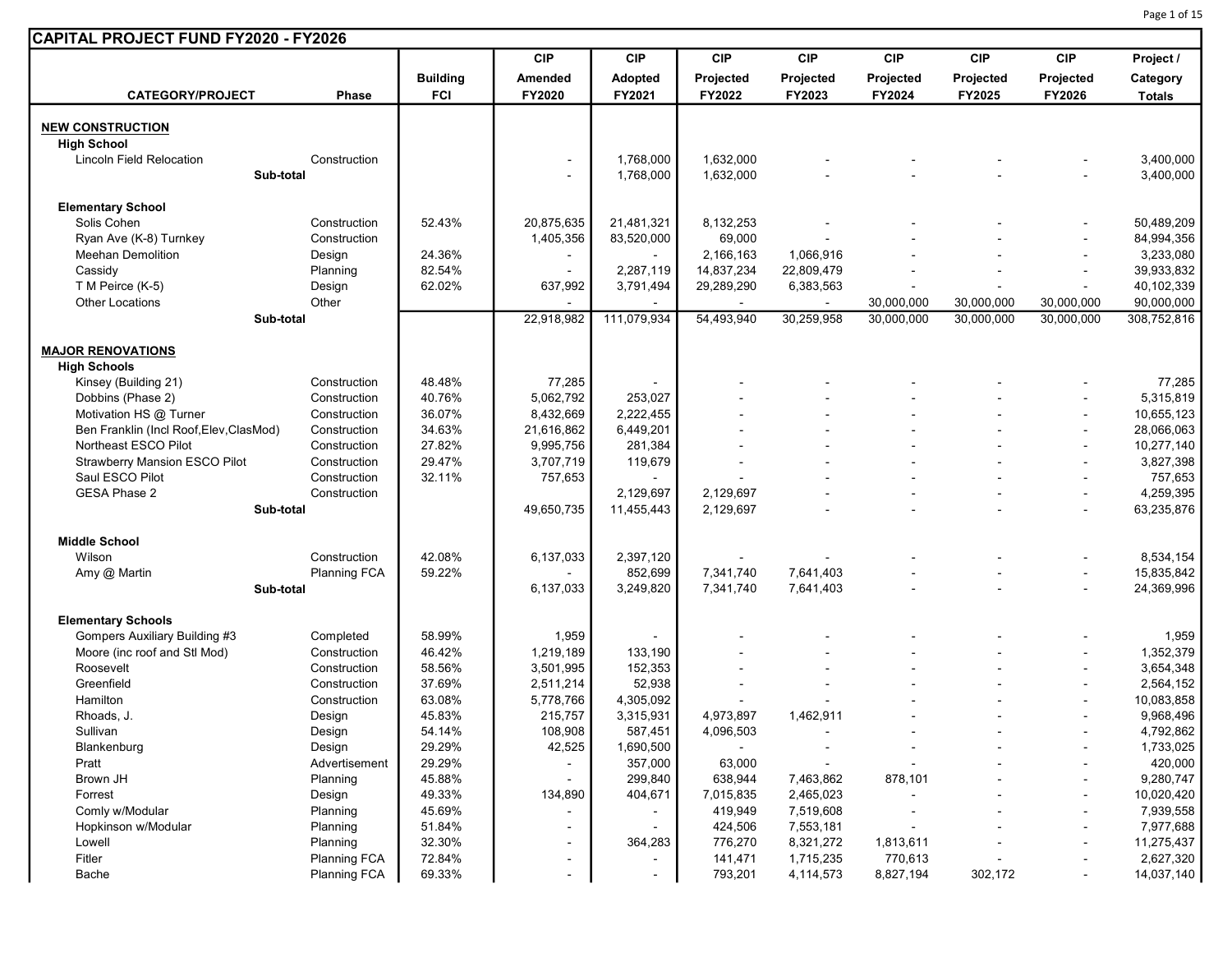## CAPITAL PROJECT FUND FY2020 - FY2026

| CATEGORY/PROJECT | Phase | Building FCI | CIP Amended FY2020 | CIP Adopted FY2021 | CIP Projected FY2022 | CIP Projected FY2023 | CIP Projected FY2024 | CIP Projected FY2025 | CIP Projected FY2026 | Project / Category Totals |
|---|---|---|---|---|---|---|---|---|---|---|
| **NEW CONSTRUCTION** | | | | | | | | | | |
| **High School** | | | | | | | | | | |
| Lincoln Field Relocation | Construction | | - | 1,768,000 | 1,632,000 | - | - | - | - | 3,400,000 |
| Sub-total | | | - | 1,768,000 | 1,632,000 | - | - | - | - | 3,400,000 |
| **Elementary School** | | | | | | | | | | |
| Solis Cohen | Construction | 52.43% | 20,875,635 | 21,481,321 | 8,132,253 | - | - | - | - | 50,489,209 |
| Ryan Ave (K-8) Turnkey | Construction | | 1,405,356 | 83,520,000 | 69,000 | - | - | - | - | 84,994,356 |
| Meehan Demolition | Design | 24.36% | - | - | 2,166,163 | 1,066,916 | - | - | - | 3,233,080 |
| Cassidy | Planning | 82.54% | - | 2,287,119 | 14,837,234 | 22,809,479 | - | - | - | 39,933,832 |
| T M Peirce (K-5) | Design | 62.02% | 637,992 | 3,791,494 | 29,289,290 | 6,383,563 | - | - | - | 40,102,339 |
| Other Locations | Other | | - | - | - | - | 30,000,000 | 30,000,000 | 30,000,000 | 90,000,000 |
| Sub-total | | | 22,918,982 | 111,079,934 | 54,493,940 | 30,259,958 | 30,000,000 | 30,000,000 | 30,000,000 | 308,752,816 |
| **MAJOR RENOVATIONS** | | | | | | | | | | |
| **High Schools** | | | | | | | | | | |
| Kinsey (Building 21) | Construction | 48.48% | 77,285 | - | - | - | - | - | - | 77,285 |
| Dobbins (Phase 2) | Construction | 40.76% | 5,062,792 | 253,027 | - | - | - | - | - | 5,315,819 |
| Motivation HS @ Turner | Construction | 36.07% | 8,432,669 | 2,222,455 | - | - | - | - | - | 10,655,123 |
| Ben Franklin (Incl Roof,Elev,ClasMod) | Construction | 34.63% | 21,616,862 | 6,449,201 | - | - | - | - | - | 28,066,063 |
| Northeast ESCO Pilot | Construction | 27.82% | 9,995,756 | 281,384 | - | - | - | - | - | 10,277,140 |
| Strawberry Mansion ESCO Pilot | Construction | 29.47% | 3,707,719 | 119,679 | - | - | - | - | - | 3,827,398 |
| Saul ESCO Pilot | Construction | 32.11% | 757,653 | - | - | - | - | - | - | 757,653 |
| GESA Phase 2 | Construction | | | 2,129,697 | 2,129,697 | - | - | - | - | 4,259,395 |
| Sub-total | | | 49,650,735 | 11,455,443 | 2,129,697 | - | - | - | - | 63,235,876 |
| **Middle School** | | | | | | | | | | |
| Wilson | Construction | 42.08% | 6,137,033 | 2,397,120 | - | - | - | - | - | 8,534,154 |
| Amy @ Martin | Planning FCA | 59.22% | - | 852,699 | 7,341,740 | 7,641,403 | - | - | - | 15,835,842 |
| Sub-total | | | 6,137,033 | 3,249,820 | 7,341,740 | 7,641,403 | - | - | - | 24,369,996 |
| **Elementary Schools** | | | | | | | | | | |
| Gompers Auxiliary Building #3 | Completed | 58.99% | 1,959 | - | - | - | - | - | - | 1,959 |
| Moore (inc roof and Stl Mod) | Construction | 46.42% | 1,219,189 | 133,190 | - | - | - | - | - | 1,352,379 |
| Roosevelt | Construction | 58.56% | 3,501,995 | 152,353 | - | - | - | - | - | 3,654,348 |
| Greenfield | Construction | 37.69% | 2,511,214 | 52,938 | - | - | - | - | - | 2,564,152 |
| Hamilton | Construction | 63.08% | 5,778,766 | 4,305,092 | - | - | - | - | - | 10,083,858 |
| Rhoads, J. | Design | 45.83% | 215,757 | 3,315,931 | 4,973,897 | 1,462,911 | - | - | - | 9,968,496 |
| Sullivan | Design | 54.14% | 108,908 | 587,451 | 4,096,503 | - | - | - | - | 4,792,862 |
| Blankenburg | Design | 29.29% | 42,525 | 1,690,500 | - | - | - | - | - | 1,733,025 |
| Pratt | Advertisement | 29.29% | - | 357,000 | 63,000 | - | - | - | - | 420,000 |
| Brown JH | Planning | 45.88% | - | 299,840 | 638,944 | 7,463,862 | 878,101 | - | - | 9,280,747 |
| Forrest | Design | 49.33% | 134,890 | 404,671 | 7,015,835 | 2,465,023 | - | - | - | 10,020,420 |
| Comly w/Modular | Planning | 45.69% | - | - | 419,949 | 7,519,608 | - | - | - | 7,939,558 |
| Hopkinson w/Modular | Planning | 51.84% | - | - | 424,506 | 7,553,181 | - | - | - | 7,977,688 |
| Lowell | Planning | 32.30% | - | 364,283 | 776,270 | 8,321,272 | 1,813,611 | - | - | 11,275,437 |
| Fitler | Planning FCA | 72.84% | - | - | 141,471 | 1,715,235 | 770,613 | - | - | 2,627,320 |
| Bache | Planning FCA | 69.33% | - | - | 793,201 | 4,114,573 | 8,827,194 | 302,172 | - | 14,037,140 |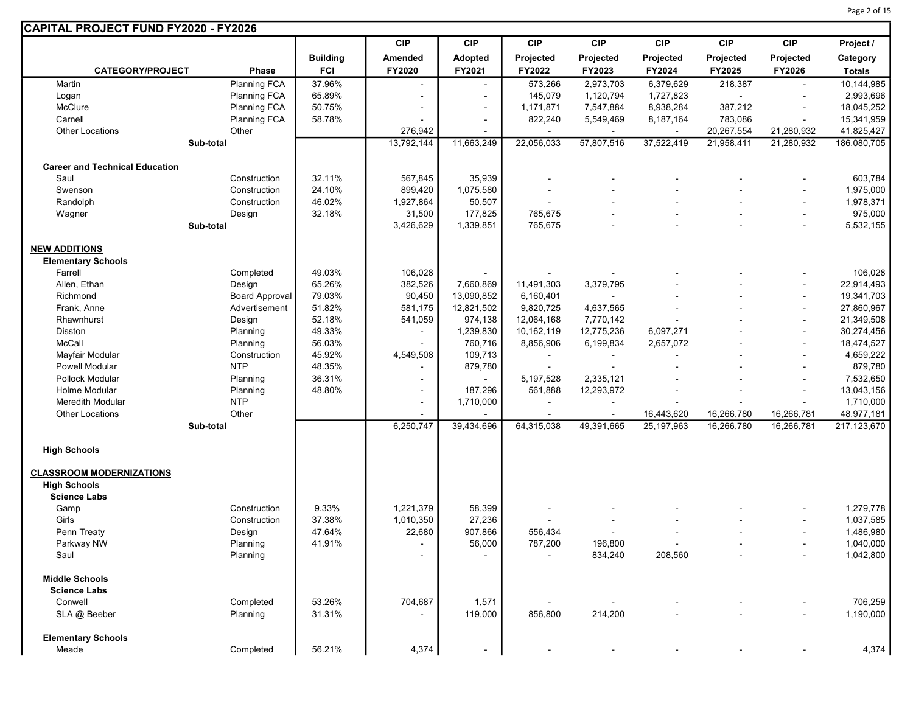## CAPITAL PROJECT FUND FY2020 - FY2026

| CATEGORY/PROJECT | Phase | Building FCI | CIP Amended FY2020 | CIP Adopted FY2021 | CIP Projected FY2022 | CIP Projected FY2023 | CIP Projected FY2024 | CIP Projected FY2025 | CIP Projected FY2026 | Project / Category Totals |
|---|---|---|---|---|---|---|---|---|---|---|
| Martin | Planning FCA | 37.96% | - | - | 573,266 | 2,973,703 | 6,379,629 | 218,387 | - | 10,144,985 |
| Logan | Planning FCA | 65.89% | - | - | 145,079 | 1,120,794 | 1,727,823 | - | - | 2,993,696 |
| McClure | Planning FCA | 50.75% | - | - | 1,171,871 | 7,547,884 | 8,938,284 | 387,212 | - | 18,045,252 |
| Carnell | Planning FCA | 58.78% | - | - | 822,240 | 5,549,469 | 8,187,164 | 783,086 | - | 15,341,959 |
| Other Locations | Other | | 276,942 | - | - | - | - | 20,267,554 | 21,280,932 | 41,825,427 |
| Sub-total | | | 13,792,144 | 11,663,249 | 22,056,033 | 57,807,516 | 37,522,419 | 21,958,411 | 21,280,932 | 186,080,705 |
| | | | | | | | | | | |
| **Career and Technical Education** | | | | | | | | | | |
| Saul | Construction | 32.11% | 567,845 | 35,939 | - | - | - | - | - | 603,784 |
| Swenson | Construction | 24.10% | 899,420 | 1,075,580 | - | - | - | - | - | 1,975,000 |
| Randolph | Construction | 46.02% | 1,927,864 | 50,507 | - | - | - | - | - | 1,978,371 |
| Wagner | Design | 32.18% | 31,500 | 177,825 | 765,675 | - | - | - | - | 975,000 |
| Sub-total | | | 3,426,629 | 1,339,851 | 765,675 | - | - | - | - | 5,532,155 |
| | | | | | | | | | | |
| **NEW ADDITIONS** | | | | | | | | | | |
| **Elementary Schools** | | | | | | | | | | |
| Farrell | Completed | 49.03% | 106,028 | - | - | - | - | - | - | 106,028 |
| Allen, Ethan | Design | 65.26% | 382,526 | 7,660,869 | 11,491,303 | 3,379,795 | - | - | - | 22,914,493 |
| Richmond | Board Approval | 79.03% | 90,450 | 13,090,852 | 6,160,401 | - | - | - | - | 19,341,703 |
| Frank, Anne | Advertisement | 51.82% | 581,175 | 12,821,502 | 9,820,725 | 4,637,565 | - | - | - | 27,860,967 |
| Rhawnhurst | Design | 52.18% | 541,059 | 974,138 | 12,064,168 | 7,770,142 | - | - | - | 21,349,508 |
| Disston | Planning | 49.33% | - | 1,239,830 | 10,162,119 | 12,775,236 | 6,097,271 | - | - | 30,274,456 |
| McCall | Planning | 56.03% | - | 760,716 | 8,856,906 | 6,199,834 | 2,657,072 | - | - | 18,474,527 |
| Mayfair Modular | Construction | 45.92% | 4,549,508 | 109,713 | - | - | - | - | - | 4,659,222 |
| Powell Modular | NTP | 48.35% | - | 879,780 | - | - | - | - | - | 879,780 |
| Pollock Modular | Planning | 36.31% | - | - | 5,197,528 | 2,335,121 | - | - | - | 7,532,650 |
| Holme Modular | Planning | 48.80% | - | 187,296 | 561,888 | 12,293,972 | - | - | - | 13,043,156 |
| Meredith Modular | NTP | | - | 1,710,000 | - | - | - | - | - | 1,710,000 |
| Other Locations | Other | | - | - | - | - | 16,443,620 | 16,266,780 | 16,266,781 | 48,977,181 |
| Sub-total | | | 6,250,747 | 39,434,696 | 64,315,038 | 49,391,665 | 25,197,963 | 16,266,780 | 16,266,781 | 217,123,670 |
| | | | | | | | | | | |
| **High Schools** | | | | | | | | | | |
| | | | | | | | | | | |
| **CLASSROOM MODERNIZATIONS** | | | | | | | | | | |
| **High Schools** | | | | | | | | | | |
| **Science Labs** | | | | | | | | | | |
| Gamp | Construction | 9.33% | 1,221,379 | 58,399 | - | - | - | - | - | 1,279,778 |
| Girls | Construction | 37.38% | 1,010,350 | 27,236 | - | - | - | - | - | 1,037,585 |
| Penn Treaty | Design | 47.64% | 22,680 | 907,866 | 556,434 | - | - | - | - | 1,486,980 |
| Parkway NW | Planning | 41.91% | - | 56,000 | 787,200 | 196,800 | - | - | - | 1,040,000 |
| Saul | Planning | | - | - | - | 834,240 | 208,560 | - | - | 1,042,800 |
| | | | | | | | | | | |
| **Middle Schools** | | | | | | | | | | |
| **Science Labs** | | | | | | | | | | |
| Conwell | Completed | 53.26% | 704,687 | 1,571 | - | - | - | - | - | 706,259 |
| SLA @ Beeber | Planning | 31.31% | - | 119,000 | 856,800 | 214,200 | - | - | - | 1,190,000 |
| | | | | | | | | | | |
| **Elementary Schools** | | | | | | | | | | |
| Meade | Completed | 56.21% | 4,374 | - | - | - | - | - | - | 4,374 |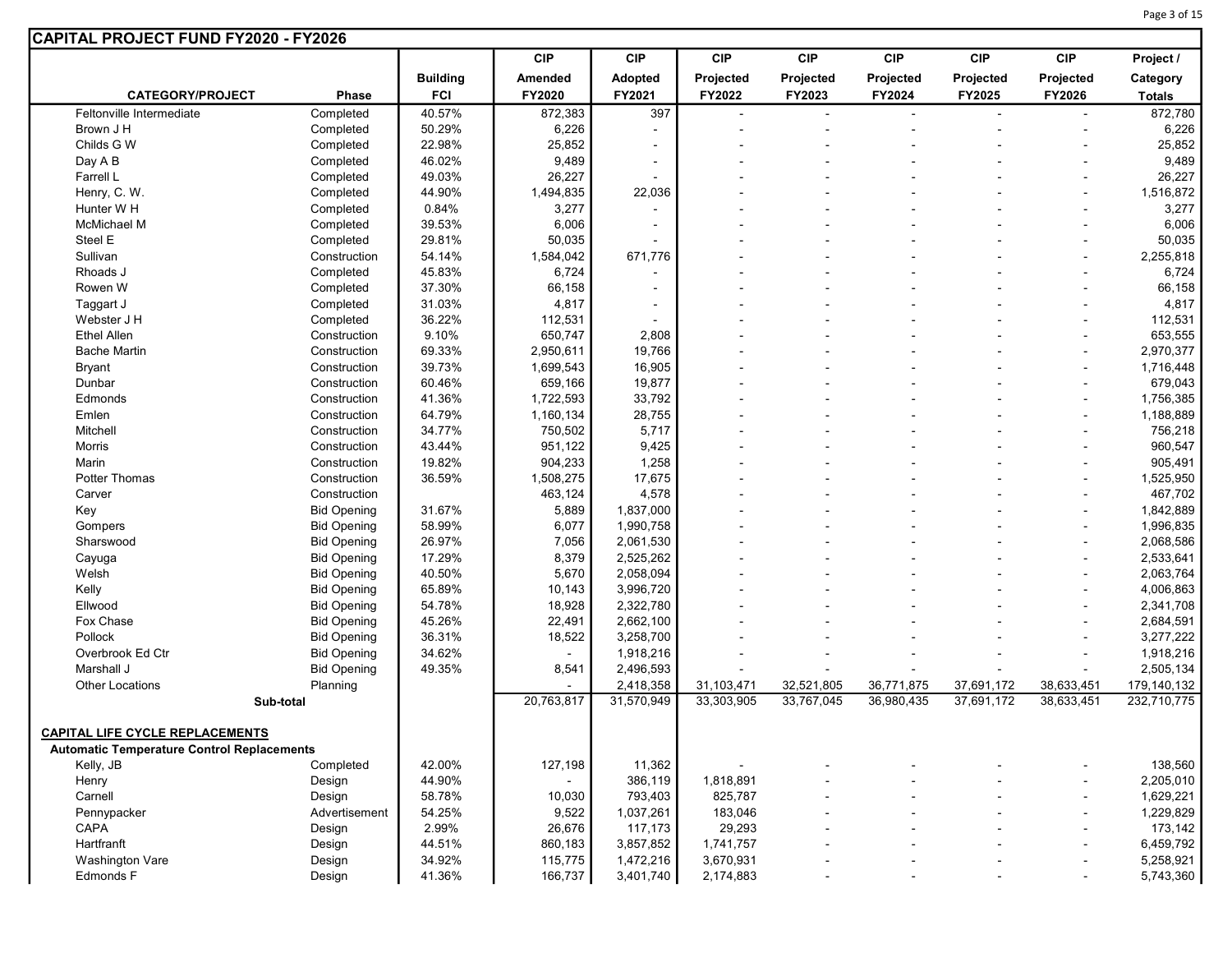## CAPITAL PROJECT FUND FY2020 - FY2026

| CATEGORY/PROJECT | Phase | Building FCI | CIP Amended FY2020 | CIP Adopted FY2021 | CIP Projected FY2022 | CIP Projected FY2023 | CIP Projected FY2024 | CIP Projected FY2025 | CIP Projected FY2026 | Project / Category Totals |
|---|---|---|---|---|---|---|---|---|---|---|
| Feltonville Intermediate | Completed | 40.57% | 872,383 | 397 | - | - | - | - | - | 872,780 |
| Brown J H | Completed | 50.29% | 6,226 | - | - | - | - | - | - | 6,226 |
| Childs G W | Completed | 22.98% | 25,852 | - | - | - | - | - | - | 25,852 |
| Day A B | Completed | 46.02% | 9,489 | - | - | - | - | - | - | 9,489 |
| Farrell L | Completed | 49.03% | 26,227 | - | - | - | - | - | - | 26,227 |
| Henry, C. W. | Completed | 44.90% | 1,494,835 | 22,036 | - | - | - | - | - | 1,516,872 |
| Hunter W H | Completed | 0.84% | 3,277 | - | - | - | - | - | - | 3,277 |
| McMichael M | Completed | 39.53% | 6,006 | - | - | - | - | - | - | 6,006 |
| Steel E | Completed | 29.81% | 50,035 | - | - | - | - | - | - | 50,035 |
| Sullivan | Construction | 54.14% | 1,584,042 | 671,776 | - | - | - | - | - | 2,255,818 |
| Rhoads J | Completed | 45.83% | 6,724 | - | - | - | - | - | - | 6,724 |
| Rowen W | Completed | 37.30% | 66,158 | - | - | - | - | - | - | 66,158 |
| Taggart J | Completed | 31.03% | 4,817 | - | - | - | - | - | - | 4,817 |
| Webster J H | Completed | 36.22% | 112,531 | - | - | - | - | - | - | 112,531 |
| Ethel Allen | Construction | 9.10% | 650,747 | 2,808 | - | - | - | - | - | 653,555 |
| Bache Martin | Construction | 69.33% | 2,950,611 | 19,766 | - | - | - | - | - | 2,970,377 |
| Bryant | Construction | 39.73% | 1,699,543 | 16,905 | - | - | - | - | - | 1,716,448 |
| Dunbar | Construction | 60.46% | 659,166 | 19,877 | - | - | - | - | - | 679,043 |
| Edmonds | Construction | 41.36% | 1,722,593 | 33,792 | - | - | - | - | - | 1,756,385 |
| Emlen | Construction | 64.79% | 1,160,134 | 28,755 | - | - | - | - | - | 1,188,889 |
| Mitchell | Construction | 34.77% | 750,502 | 5,717 | - | - | - | - | - | 756,218 |
| Morris | Construction | 43.44% | 951,122 | 9,425 | - | - | - | - | - | 960,547 |
| Marin | Construction | 19.82% | 904,233 | 1,258 | - | - | - | - | - | 905,491 |
| Potter Thomas | Construction | 36.59% | 1,508,275 | 17,675 | - | - | - | - | - | 1,525,950 |
| Carver | Construction | | 463,124 | 4,578 | - | - | - | - | - | 467,702 |
| Key | Bid Opening | 31.67% | 5,889 | 1,837,000 | - | - | - | - | - | 1,842,889 |
| Gompers | Bid Opening | 58.99% | 6,077 | 1,990,758 | - | - | - | - | - | 1,996,835 |
| Sharswood | Bid Opening | 26.97% | 7,056 | 2,061,530 | - | - | - | - | - | 2,068,586 |
| Cayuga | Bid Opening | 17.29% | 8,379 | 2,525,262 | - | - | - | - | - | 2,533,641 |
| Welsh | Bid Opening | 40.50% | 5,670 | 2,058,094 | - | - | - | - | - | 2,063,764 |
| Kelly | Bid Opening | 65.89% | 10,143 | 3,996,720 | - | - | - | - | - | 4,006,863 |
| Ellwood | Bid Opening | 54.78% | 18,928 | 2,322,780 | - | - | - | - | - | 2,341,708 |
| Fox Chase | Bid Opening | 45.26% | 22,491 | 2,662,100 | - | - | - | - | - | 2,684,591 |
| Pollock | Bid Opening | 36.31% | 18,522 | 3,258,700 | - | - | - | - | - | 3,277,222 |
| Overbrook Ed Ctr | Bid Opening | 34.62% | - | 1,918,216 | - | - | - | - | - | 1,918,216 |
| Marshall J | Bid Opening | 49.35% | 8,541 | 2,496,593 | - | - | - | - | - | 2,505,134 |
| Other Locations | Planning | | - | 2,418,358 | 31,103,471 | 32,521,805 | 36,771,875 | 37,691,172 | 38,633,451 | 179,140,132 |
| **Sub-total** | | | 20,763,817 | 31,570,949 | 33,303,905 | 33,767,045 | 36,980,435 | 37,691,172 | 38,633,451 | 232,710,775 |
| | | | | | | | | | | |
| **CAPITAL LIFE CYCLE REPLACEMENTS** | | | | | | | | | | |
| **Automatic Temperature Control Replacements** | | | | | | | | | | |
| Kelly, JB | Completed | 42.00% | 127,198 | 11,362 | - | - | - | - | - | 138,560 |
| Henry | Design | 44.90% | - | 386,119 | 1,818,891 | - | - | - | - | 2,205,010 |
| Carnell | Design | 58.78% | 10,030 | 793,403 | 825,787 | - | - | - | - | 1,629,221 |
| Pennypacker | Advertisement | 54.25% | 9,522 | 1,037,261 | 183,046 | - | - | - | - | 1,229,829 |
| CAPA | Design | 2.99% | 26,676 | 117,173 | 29,293 | - | - | - | - | 173,142 |
| Hartfranft | Design | 44.51% | 860,183 | 3,857,852 | 1,741,757 | - | - | - | - | 6,459,792 |
| Washington Vare | Design | 34.92% | 115,775 | 1,472,216 | 3,670,931 | - | - | - | - | 5,258,921 |
| Edmonds F | Design | 41.36% | 166,737 | 3,401,740 | 2,174,883 | - | - | - | - | 5,743,360 |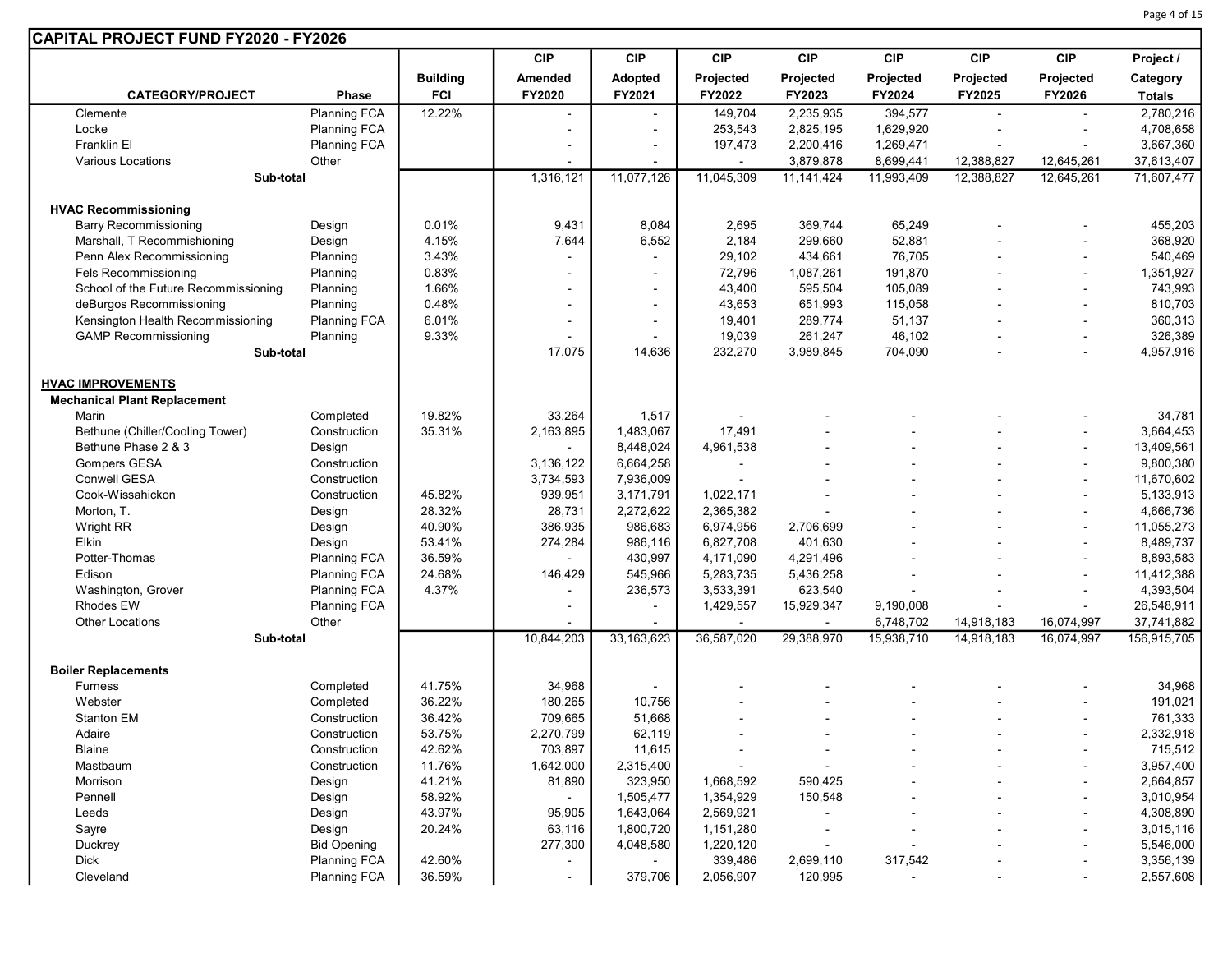## CAPITAL PROJECT FUND FY2020 - FY2026

| CATEGORY/PROJECT | Phase | Building FCI | CIP Amended FY2020 | CIP Adopted FY2021 | CIP Projected FY2022 | CIP Projected FY2023 | CIP Projected FY2024 | CIP Projected FY2025 | CIP Projected FY2026 | Project / Category Totals |
|---|---|---|---|---|---|---|---|---|---|---|
| Clemente | Planning FCA | 12.22% | - | - | 149,704 | 2,235,935 | 394,577 | - | - | 2,780,216 |
| Locke | Planning FCA | | - | - | 253,543 | 2,825,195 | 1,629,920 | - | - | 4,708,658 |
| Franklin El | Planning FCA | | - | - | 197,473 | 2,200,416 | 1,269,471 | - | - | 3,667,360 |
| Various Locations | Other | | - | - | - | 3,879,878 | 8,699,441 | 12,388,827 | 12,645,261 | 37,613,407 |
| **Sub-total** | | | 1,316,121 | 11,077,126 | 11,045,309 | 11,141,424 | 11,993,409 | 12,388,827 | 12,645,261 | 71,607,477 |
| | | | | | | | | | | |
| **HVAC Recommissioning** | | | | | | | | | | |
| Barry Recommissioning | Design | 0.01% | 9,431 | 8,084 | 2,695 | 369,744 | 65,249 | - | - | 455,203 |
| Marshall, T Recommishioning | Design | 4.15% | 7,644 | 6,552 | 2,184 | 299,660 | 52,881 | - | - | 368,920 |
| Penn Alex Recommissioning | Planning | 3.43% | - | - | 29,102 | 434,661 | 76,705 | - | - | 540,469 |
| Fels Recommissioning | Planning | 0.83% | - | - | 72,796 | 1,087,261 | 191,870 | - | - | 1,351,927 |
| School of the Future Recommissioning | Planning | 1.66% | - | - | 43,400 | 595,504 | 105,089 | - | - | 743,993 |
| deBurgos Recommissioning | Planning | 0.48% | - | - | 43,653 | 651,993 | 115,058 | - | - | 810,703 |
| Kensington Health Recommissioning | Planning FCA | 6.01% | - | - | 19,401 | 289,774 | 51,137 | - | - | 360,313 |
| GAMP Recommissioning | Planning | 9.33% | - | - | 19,039 | 261,247 | 46,102 | - | - | 326,389 |
| **Sub-total** | | | 17,075 | 14,636 | 232,270 | 3,989,845 | 704,090 | - | - | 4,957,916 |
| | | | | | | | | | | |
| **HVAC IMPROVEMENTS** | | | | | | | | | | |
| **Mechanical Plant Replacement** | | | | | | | | | | |
| Marin | Completed | 19.82% | 33,264 | 1,517 | - | - | - | - | - | 34,781 |
| Bethune (Chiller/Cooling Tower) | Construction | 35.31% | 2,163,895 | 1,483,067 | 17,491 | - | - | - | - | 3,664,453 |
| Bethune Phase 2 & 3 | Design | | - | 8,448,024 | 4,961,538 | - | - | - | - | 13,409,561 |
| Gompers GESA | Construction | | 3,136,122 | 6,664,258 | - | - | - | - | - | 9,800,380 |
| Conwell GESA | Construction | | 3,734,593 | 7,936,009 | - | - | - | - | - | 11,670,602 |
| Cook-Wissahickon | Construction | 45.82% | 939,951 | 3,171,791 | 1,022,171 | - | - | - | - | 5,133,913 |
| Morton, T. | Design | 28.32% | 28,731 | 2,272,622 | 2,365,382 | - | - | - | - | 4,666,736 |
| Wright RR | Design | 40.90% | 386,935 | 986,683 | 6,974,956 | 2,706,699 | - | - | - | 11,055,273 |
| Elkin | Design | 53.41% | 274,284 | 986,116 | 6,827,708 | 401,630 | - | - | - | 8,489,737 |
| Potter-Thomas | Planning FCA | 36.59% | - | 430,997 | 4,171,090 | 4,291,496 | - | - | - | 8,893,583 |
| Edison | Planning FCA | 24.68% | 146,429 | 545,966 | 5,283,735 | 5,436,258 | - | - | - | 11,412,388 |
| Washington, Grover | Planning FCA | 4.37% | - | 236,573 | 3,533,391 | 623,540 | - | - | - | 4,393,504 |
| Rhodes EW | Planning FCA | | - | - | 1,429,557 | 15,929,347 | 9,190,008 | - | - | 26,548,911 |
| Other Locations | Other | | - | - | - | - | 6,748,702 | 14,918,183 | 16,074,997 | 37,741,882 |
| **Sub-total** | | | 10,844,203 | 33,163,623 | 36,587,020 | 29,388,970 | 15,938,710 | 14,918,183 | 16,074,997 | 156,915,705 |
| | | | | | | | | | | |
| **Boiler Replacements** | | | | | | | | | | |
| Furness | Completed | 41.75% | 34,968 | - | - | - | - | - | - | 34,968 |
| Webster | Completed | 36.22% | 180,265 | 10,756 | - | - | - | - | - | 191,021 |
| Stanton EM | Construction | 36.42% | 709,665 | 51,668 | - | - | - | - | - | 761,333 |
| Adaire | Construction | 53.75% | 2,270,799 | 62,119 | - | - | - | - | - | 2,332,918 |
| Blaine | Construction | 42.62% | 703,897 | 11,615 | - | - | - | - | - | 715,512 |
| Mastbaum | Construction | 11.76% | 1,642,000 | 2,315,400 | - | - | - | - | - | 3,957,400 |
| Morrison | Design | 41.21% | 81,890 | 323,950 | 1,668,592 | 590,425 | - | - | - | 2,664,857 |
| Pennell | Design | 58.92% | - | 1,505,477 | 1,354,929 | 150,548 | - | - | - | 3,010,954 |
| Leeds | Design | 43.97% | 95,905 | 1,643,064 | 2,569,921 | - | - | - | - | 4,308,890 |
| Sayre | Design | 20.24% | 63,116 | 1,800,720 | 1,151,280 | - | - | - | - | 3,015,116 |
| Duckrey | Bid Opening | | 277,300 | 4,048,580 | 1,220,120 | - | - | - | - | 5,546,000 |
| Dick | Planning FCA | 42.60% | - | - | 339,486 | 2,699,110 | 317,542 | - | - | 3,356,139 |
| Cleveland | Planning FCA | 36.59% | - | 379,706 | 2,056,907 | 120,995 | - | - | - | 2,557,608 |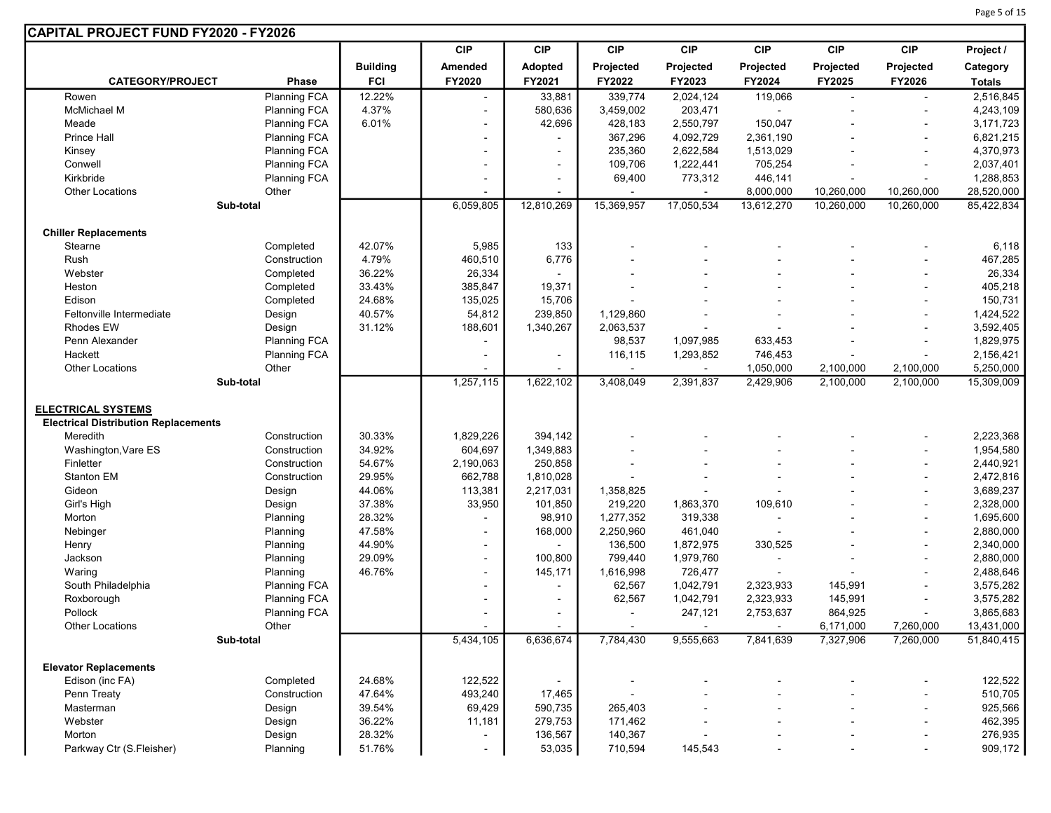| CAPITAL PROJECT FUND FY2020 - FY2026 | | | | | | | | | | |
|---|---|---|---|---|---|---|---|---|---|---|
| | | | CIP | CIP | CIP | CIP | CIP | CIP | CIP | Project / |
| | | Building | Amended | Adopted | Projected | Projected | Projected | Projected | Projected | Category |
| CATEGORY/PROJECT | Phase | FCI | FY2020 | FY2021 | FY2022 | FY2023 | FY2024 | FY2025 | FY2026 | Totals |
| Rowen | Planning FCA | 12.22% | - | 33,881 | 339,774 | 2,024,124 | 119,066 | - | - | 2,516,845 |
| McMichael M | Planning FCA | 4.37% | - | 580,636 | 3,459,002 | 203,471 | - | - | - | 4,243,109 |
| Meade | Planning FCA | 6.01% | - | 42,696 | 428,183 | 2,550,797 | 150,047 | - | - | 3,171,723 |
| Prince Hall | Planning FCA | | - | - | 367,296 | 4,092,729 | 2,361,190 | - | - | 6,821,215 |
| Kinsey | Planning FCA | | - | - | 235,360 | 2,622,584 | 1,513,029 | - | - | 4,370,973 |
| Conwell | Planning FCA | | - | - | 109,706 | 1,222,441 | 705,254 | - | - | 2,037,401 |
| Kirkbride | Planning FCA | | - | - | 69,400 | 773,312 | 446,141 | - | - | 1,288,853 |
| Other Locations | Other | | - | - | - | - | 8,000,000 | 10,260,000 | 10,260,000 | 28,520,000 |
| Sub-total | | | 6,059,805 | 12,810,269 | 15,369,957 | 17,050,534 | 13,612,270 | 10,260,000 | 10,260,000 | 85,422,834 |
| | | | | | | | | | | |
| **Chiller Replacements** | | | | | | | | | | |
| Stearne | Completed | 42.07% | 5,985 | 133 | - | - | - | - | - | 6,118 |
| Rush | Construction | 4.79% | 460,510 | 6,776 | - | - | - | - | - | 467,285 |
| Webster | Completed | 36.22% | 26,334 | - | - | - | - | - | - | 26,334 |
| Heston | Completed | 33.43% | 385,847 | 19,371 | - | - | - | - | - | 405,218 |
| Edison | Completed | 24.68% | 135,025 | 15,706 | - | - | - | - | - | 150,731 |
| Feltonville Intermediate | Design | 40.57% | 54,812 | 239,850 | 1,129,860 | - | - | - | - | 1,424,522 |
| Rhodes EW | Design | 31.12% | 188,601 | 1,340,267 | 2,063,537 | - | - | - | - | 3,592,405 |
| Penn Alexander | Planning FCA | | - | | 98,537 | 1,097,985 | 633,453 | - | - | 1,829,975 |
| Hackett | Planning FCA | | - | - | 116,115 | 1,293,852 | 746,453 | - | - | 2,156,421 |
| Other Locations | Other | | - | - | - | - | 1,050,000 | 2,100,000 | 2,100,000 | 5,250,000 |
| Sub-total | | | 1,257,115 | 1,622,102 | 3,408,049 | 2,391,837 | 2,429,906 | 2,100,000 | 2,100,000 | 15,309,009 |
| | | | | | | | | | | |
| **ELECTRICAL SYSTEMS** | | | | | | | | | | |
| **Electrical Distribution Replacements** | | | | | | | | | | |
| Meredith | Construction | 30.33% | 1,829,226 | 394,142 | - | - | - | - | - | 2,223,368 |
| Washington,Vare ES | Construction | 34.92% | 604,697 | 1,349,883 | - | - | - | - | - | 1,954,580 |
| Finletter | Construction | 54.67% | 2,190,063 | 250,858 | - | - | - | - | - | 2,440,921 |
| Stanton EM | Construction | 29.95% | 662,788 | 1,810,028 | - | - | - | - | - | 2,472,816 |
| Gideon | Design | 44.06% | 113,381 | 2,217,031 | 1,358,825 | - | - | - | - | 3,689,237 |
| Girl's High | Design | 37.38% | 33,950 | 101,850 | 219,220 | 1,863,370 | 109,610 | - | - | 2,328,000 |
| Morton | Planning | 28.32% | - | 98,910 | 1,277,352 | 319,338 | - | - | - | 1,695,600 |
| Nebinger | Planning | 47.58% | - | 168,000 | 2,250,960 | 461,040 | - | - | - | 2,880,000 |
| Henry | Planning | 44.90% | - | - | 136,500 | 1,872,975 | 330,525 | - | - | 2,340,000 |
| Jackson | Planning | 29.09% | - | 100,800 | 799,440 | 1,979,760 | - | - | - | 2,880,000 |
| Waring | Planning | 46.76% | - | 145,171 | 1,616,998 | 726,477 | - | - | - | 2,488,646 |
| South Philadelphia | Planning FCA | | - | - | 62,567 | 1,042,791 | 2,323,933 | 145,991 | - | 3,575,282 |
| Roxborough | Planning FCA | | - | - | 62,567 | 1,042,791 | 2,323,933 | 145,991 | - | 3,575,282 |
| Pollock | Planning FCA | | - | - | - | 247,121 | 2,753,637 | 864,925 | - | 3,865,683 |
| Other Locations | Other | | - | - | - | - | - | 6,171,000 | 7,260,000 | 13,431,000 |
| Sub-total | | | 5,434,105 | 6,636,674 | 7,784,430 | 9,555,663 | 7,841,639 | 7,327,906 | 7,260,000 | 51,840,415 |
| | | | | | | | | | | |
| **Elevator Replacements** | | | | | | | | | | |
| Edison (inc FA) | Completed | 24.68% | 122,522 | - | - | - | - | - | - | 122,522 |
| Penn Treaty | Construction | 47.64% | 493,240 | 17,465 | - | - | - | - | - | 510,705 |
| Masterman | Design | 39.54% | 69,429 | 590,735 | 265,403 | - | - | - | - | 925,566 |
| Webster | Design | 36.22% | 11,181 | 279,753 | 171,462 | - | - | - | - | 462,395 |
| Morton | Design | 28.32% | - | 136,567 | 140,367 | - | - | - | - | 276,935 |
| Parkway Ctr (S.Fleisher) | Planning | 51.76% | - | 53,035 | 710,594 | 145,543 | - | - | - | 909,172 |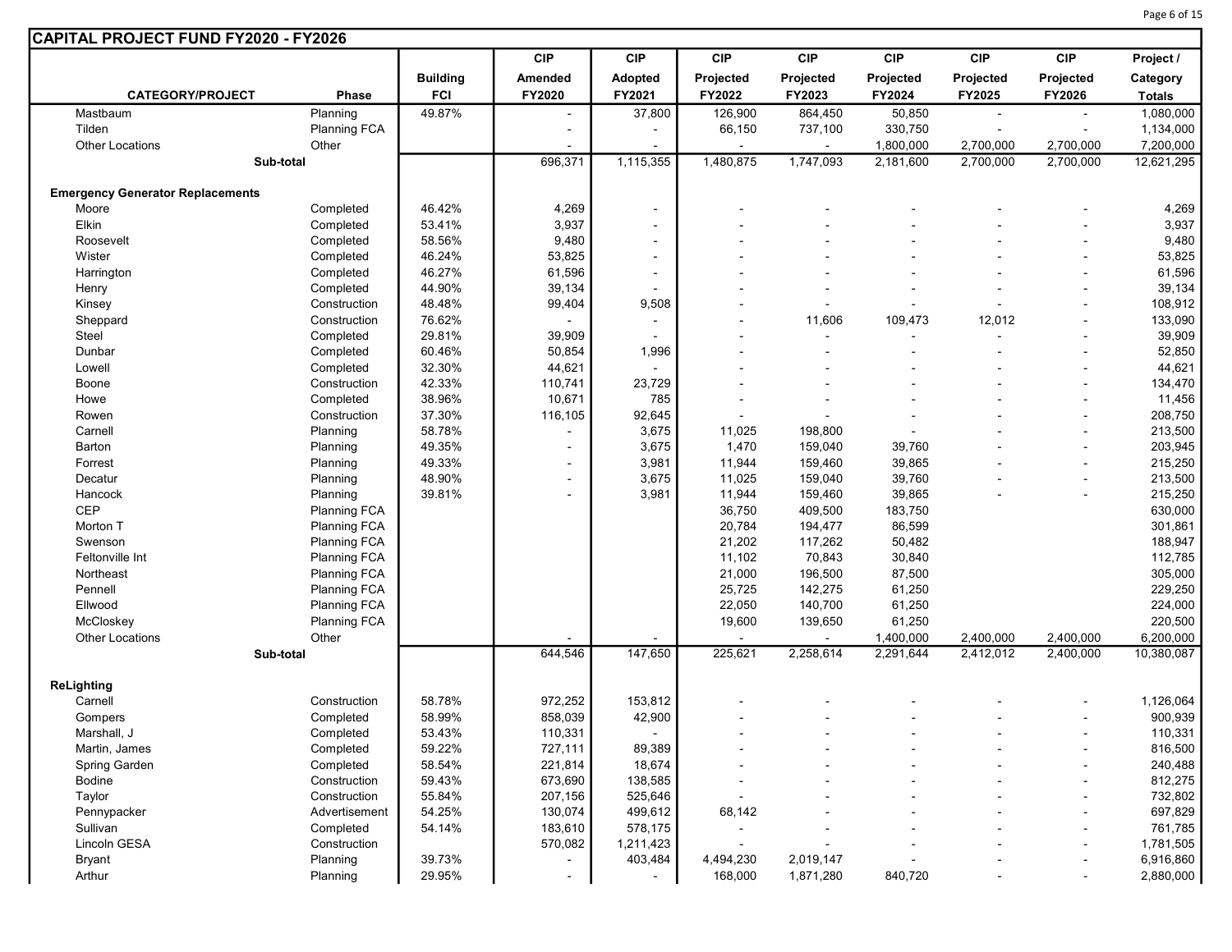## CAPITAL PROJECT FUND FY2020 - FY2026

| CATEGORY/PROJECT | Phase | Building FCI | CIP Amended FY2020 | CIP Adopted FY2021 | CIP Projected FY2022 | CIP Projected FY2023 | CIP Projected FY2024 | CIP Projected FY2025 | CIP Projected FY2026 | Project / Category Totals |
|---|---|---|---|---|---|---|---|---|---|---|
| Mastbaum | Planning | 49.87% | - | 37,800 | 126,900 | 864,450 | 50,850 | - | - | 1,080,000 |
| Tilden | Planning FCA | | - | - | 66,150 | 737,100 | 330,750 | - | - | 1,134,000 |
| Other Locations | Other | | - | - | - | - | 1,800,000 | 2,700,000 | 2,700,000 | 7,200,000 |
| **Sub-total** | | | 696,371 | 1,115,355 | 1,480,875 | 1,747,093 | 2,181,600 | 2,700,000 | 2,700,000 | 12,621,295 |
| | | | | | | | | | | |
| **Emergency Generator Replacements** | | | | | | | | | | |
| Moore | Completed | 46.42% | 4,269 | - | - | - | - | - | - | 4,269 |
| Elkin | Completed | 53.41% | 3,937 | - | - | - | - | - | - | 3,937 |
| Roosevelt | Completed | 58.56% | 9,480 | - | - | - | - | - | - | 9,480 |
| Wister | Completed | 46.24% | 53,825 | - | - | - | - | - | - | 53,825 |
| Harrington | Completed | 46.27% | 61,596 | - | - | - | - | - | - | 61,596 |
| Henry | Completed | 44.90% | 39,134 | - | - | - | - | - | - | 39,134 |
| Kinsey | Construction | 48.48% | 99,404 | 9,508 | - | - | - | - | - | 108,912 |
| Sheppard | Construction | 76.62% | - | - | - | 11,606 | 109,473 | 12,012 | - | 133,090 |
| Steel | Completed | 29.81% | 39,909 | - | - | - | - | - | - | 39,909 |
| Dunbar | Completed | 60.46% | 50,854 | 1,996 | - | - | - | - | - | 52,850 |
| Lowell | Completed | 32.30% | 44,621 | - | - | - | - | - | - | 44,621 |
| Boone | Construction | 42.33% | 110,741 | 23,729 | - | - | - | - | - | 134,470 |
| Howe | Completed | 38.96% | 10,671 | 785 | - | - | - | - | - | 11,456 |
| Rowen | Construction | 37.30% | 116,105 | 92,645 | - | - | - | - | - | 208,750 |
| Carnell | Planning | 58.78% | - | 3,675 | 11,025 | 198,800 | - | - | - | 213,500 |
| Barton | Planning | 49.35% | - | 3,675 | 1,470 | 159,040 | 39,760 | - | - | 203,945 |
| Forrest | Planning | 49.33% | - | 3,981 | 11,944 | 159,460 | 39,865 | - | - | 215,250 |
| Decatur | Planning | 48.90% | - | 3,675 | 11,025 | 159,040 | 39,760 | - | - | 213,500 |
| Hancock | Planning | 39.81% | - | 3,981 | 11,944 | 159,460 | 39,865 | - | - | 215,250 |
| CEP | Planning FCA | | | | 36,750 | 409,500 | 183,750 | | | 630,000 |
| Morton T | Planning FCA | | | | 20,784 | 194,477 | 86,599 | | | 301,861 |
| Swenson | Planning FCA | | | | 21,202 | 117,262 | 50,482 | | | 188,947 |
| Feltonville Int | Planning FCA | | | | 11,102 | 70,843 | 30,840 | | | 112,785 |
| Northeast | Planning FCA | | | | 21,000 | 196,500 | 87,500 | | | 305,000 |
| Pennell | Planning FCA | | | | 25,725 | 142,275 | 61,250 | | | 229,250 |
| Ellwood | Planning FCA | | | | 22,050 | 140,700 | 61,250 | | | 224,000 |
| McCloskey | Planning FCA | | | | 19,600 | 139,650 | 61,250 | | | 220,500 |
| Other Locations | Other | | - | - | - | - | 1,400,000 | 2,400,000 | 2,400,000 | 6,200,000 |
| **Sub-total** | | | 644,546 | 147,650 | 225,621 | 2,258,614 | 2,291,644 | 2,412,012 | 2,400,000 | 10,380,087 |
| | | | | | | | | | | |
| **ReLighting** | | | | | | | | | | |
| Carnell | Construction | 58.78% | 972,252 | 153,812 | - | - | - | - | - | 1,126,064 |
| Gompers | Completed | 58.99% | 858,039 | 42,900 | - | - | - | - | - | 900,939 |
| Marshall, J | Completed | 53.43% | 110,331 | - | - | - | - | - | - | 110,331 |
| Martin, James | Completed | 59.22% | 727,111 | 89,389 | - | - | - | - | - | 816,500 |
| Spring Garden | Completed | 58.54% | 221,814 | 18,674 | - | - | - | - | - | 240,488 |
| Bodine | Construction | 59.43% | 673,690 | 138,585 | - | - | - | - | - | 812,275 |
| Taylor | Construction | 55.84% | 207,156 | 525,646 | - | - | - | - | - | 732,802 |
| Pennypacker | Advertisement | 54.25% | 130,074 | 499,612 | 68,142 | - | - | - | - | 697,829 |
| Sullivan | Completed | 54.14% | 183,610 | 578,175 | - | - | - | - | - | 761,785 |
| Lincoln GESA | Construction | | 570,082 | 1,211,423 | - | - | - | - | - | 1,781,505 |
| Bryant | Planning | 39.73% | - | 403,484 | 4,494,230 | 2,019,147 | - | - | - | 6,916,860 |
| Arthur | Planning | 29.95% | - | - | 168,000 | 1,871,280 | 840,720 | - | - | 2,880,000 |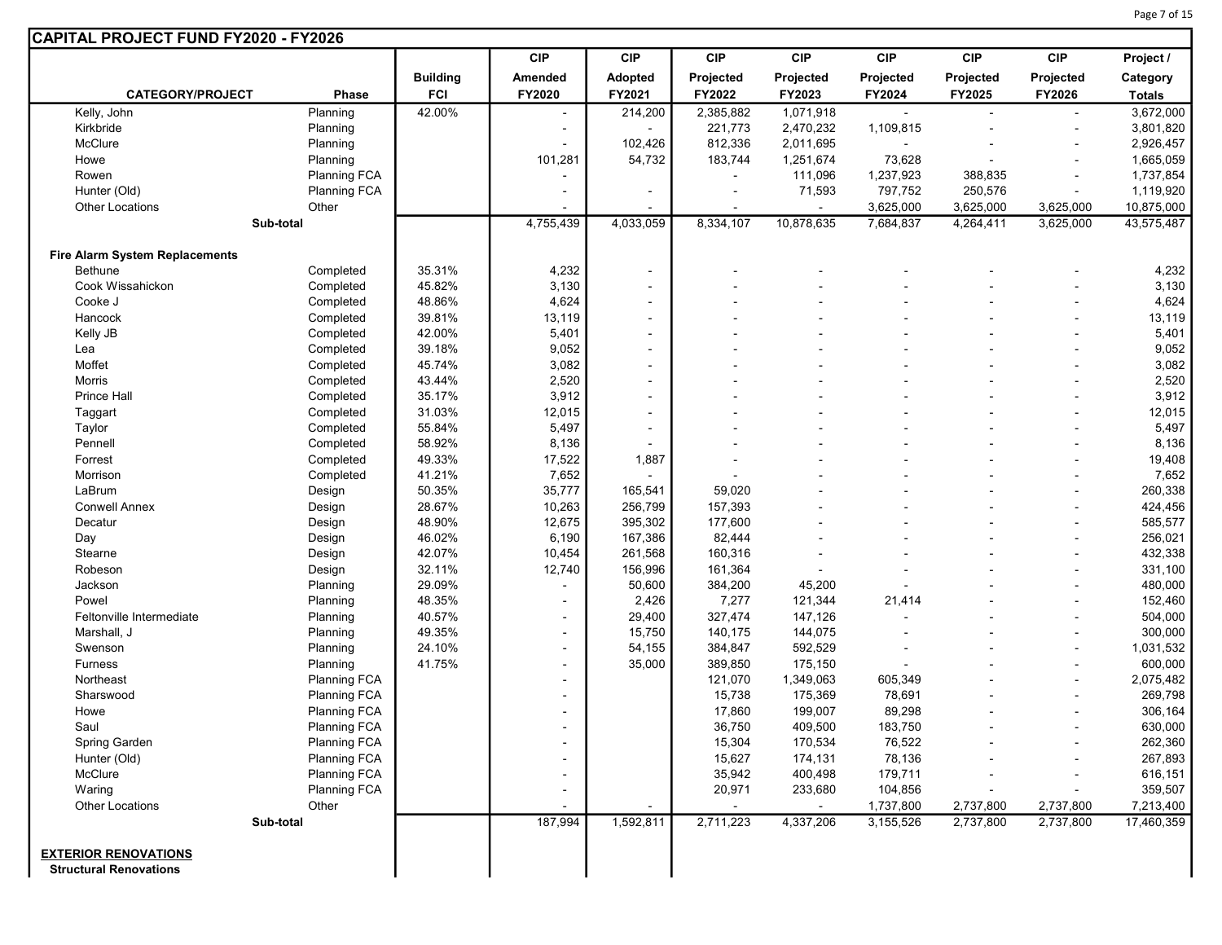## CAPITAL PROJECT FUND FY2020 - FY2026

| CATEGORY/PROJECT | Phase | Building FCI | CIP Amended FY2020 | CIP Adopted FY2021 | CIP Projected FY2022 | CIP Projected FY2023 | CIP Projected FY2024 | CIP Projected FY2025 | CIP Projected FY2026 | Project / Category Totals |
|---|---|---|---|---|---|---|---|---|---|---|
| Kelly, John | Planning | 42.00% | - | 214,200 | 2,385,882 | 1,071,918 | - | - | - | 3,672,000 |
| Kirkbride | Planning | | - | - | 221,773 | 2,470,232 | 1,109,815 | - | - | 3,801,820 |
| McClure | Planning | | - | 102,426 | 812,336 | 2,011,695 | - | - | - | 2,926,457 |
| Howe | Planning | | 101,281 | 54,732 | 183,744 | 1,251,674 | 73,628 | - | - | 1,665,059 |
| Rowen | Planning FCA | | - | | - | 111,096 | 1,237,923 | 388,835 | - | 1,737,854 |
| Hunter (Old) | Planning FCA | | - | - | - | 71,593 | 797,752 | 250,576 | - | 1,119,920 |
| Other Locations | Other | | - | - | - | - | 3,625,000 | 3,625,000 | 3,625,000 | 10,875,000 |
| Sub-total | | | 4,755,439 | 4,033,059 | 8,334,107 | 10,878,635 | 7,684,837 | 4,264,411 | 3,625,000 | 43,575,487 |
| | | | | | | | | | | |
| **Fire Alarm System Replacements** | | | | | | | | | | |
| Bethune | Completed | 35.31% | 4,232 | - | - | - | - | - | - | 4,232 |
| Cook Wissahickon | Completed | 45.82% | 3,130 | - | - | - | - | - | - | 3,130 |
| Cooke J | Completed | 48.86% | 4,624 | - | - | - | - | - | - | 4,624 |
| Hancock | Completed | 39.81% | 13,119 | - | - | - | - | - | - | 13,119 |
| Kelly JB | Completed | 42.00% | 5,401 | - | - | - | - | - | - | 5,401 |
| Lea | Completed | 39.18% | 9,052 | - | - | - | - | - | - | 9,052 |
| Moffet | Completed | 45.74% | 3,082 | - | - | - | - | - | - | 3,082 |
| Morris | Completed | 43.44% | 2,520 | - | - | - | - | - | - | 2,520 |
| Prince Hall | Completed | 35.17% | 3,912 | - | - | - | - | - | - | 3,912 |
| Taggart | Completed | 31.03% | 12,015 | - | - | - | - | - | - | 12,015 |
| Taylor | Completed | 55.84% | 5,497 | - | - | - | - | - | - | 5,497 |
| Pennell | Completed | 58.92% | 8,136 | - | - | - | - | - | - | 8,136 |
| Forrest | Completed | 49.33% | 17,522 | 1,887 | - | - | - | - | - | 19,408 |
| Morrison | Completed | 41.21% | 7,652 | - | - | - | - | - | - | 7,652 |
| LaBrum | Design | 50.35% | 35,777 | 165,541 | 59,020 | - | - | - | - | 260,338 |
| Conwell Annex | Design | 28.67% | 10,263 | 256,799 | 157,393 | - | - | - | - | 424,456 |
| Decatur | Design | 48.90% | 12,675 | 395,302 | 177,600 | - | - | - | - | 585,577 |
| Day | Design | 46.02% | 6,190 | 167,386 | 82,444 | - | - | - | - | 256,021 |
| Stearne | Design | 42.07% | 10,454 | 261,568 | 160,316 | - | - | - | - | 432,338 |
| Robeson | Design | 32.11% | 12,740 | 156,996 | 161,364 | - | - | - | - | 331,100 |
| Jackson | Planning | 29.09% | - | 50,600 | 384,200 | 45,200 | - | - | - | 480,000 |
| Powel | Planning | 48.35% | - | 2,426 | 7,277 | 121,344 | 21,414 | - | - | 152,460 |
| Feltonville Intermediate | Planning | 40.57% | - | 29,400 | 327,474 | 147,126 | - | - | - | 504,000 |
| Marshall, J | Planning | 49.35% | - | 15,750 | 140,175 | 144,075 | - | - | - | 300,000 |
| Swenson | Planning | 24.10% | - | 54,155 | 384,847 | 592,529 | - | - | - | 1,031,532 |
| Furness | Planning | 41.75% | - | 35,000 | 389,850 | 175,150 | - | - | - | 600,000 |
| Northeast | Planning FCA | | - | | 121,070 | 1,349,063 | 605,349 | - | - | 2,075,482 |
| Sharswood | Planning FCA | | - | | 15,738 | 175,369 | 78,691 | - | - | 269,798 |
| Howe | Planning FCA | | - | | 17,860 | 199,007 | 89,298 | - | - | 306,164 |
| Saul | Planning FCA | | - | | 36,750 | 409,500 | 183,750 | - | - | 630,000 |
| Spring Garden | Planning FCA | | - | | 15,304 | 170,534 | 76,522 | - | - | 262,360 |
| Hunter (Old) | Planning FCA | | - | | 15,627 | 174,131 | 78,136 | - | - | 267,893 |
| McClure | Planning FCA | | - | | 35,942 | 400,498 | 179,711 | - | - | 616,151 |
| Waring | Planning FCA | | - | | 20,971 | 233,680 | 104,856 | - | - | 359,507 |
| Other Locations | Other | | - | - | - | - | 1,737,800 | 2,737,800 | 2,737,800 | 7,213,400 |
| Sub-total | | | 187,994 | 1,592,811 | 2,711,223 | 4,337,206 | 3,155,526 | 2,737,800 | 2,737,800 | 17,460,359 |
| | | | | | | | | | | |
| **EXTERIOR RENOVATIONS** | | | | | | | | | | |
| **Structural Renovations** | | | | | | | | | | |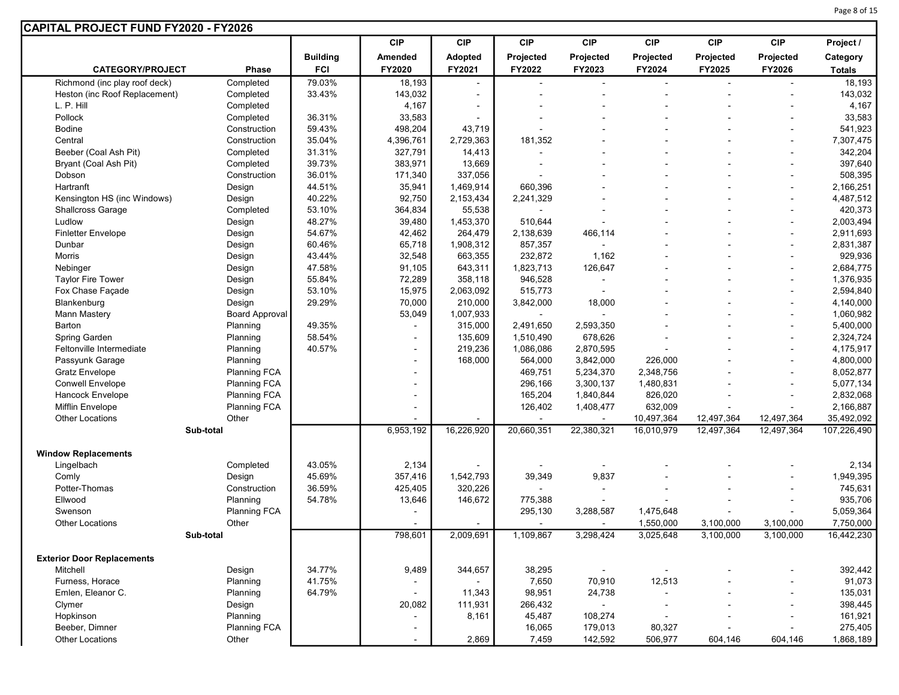## CAPITAL PROJECT FUND FY2020 - FY2026

| CATEGORY/PROJECT | Phase | Building FCI | CIP Amended FY2020 | CIP Adopted FY2021 | CIP Projected FY2022 | CIP Projected FY2023 | CIP Projected FY2024 | CIP Projected FY2025 | CIP Projected FY2026 | Project / Category Totals |
|---|---|---|---|---|---|---|---|---|---|---|
| Richmond (inc play roof deck) | Completed | 79.03% | 18,193 | - | - | - | - | - | - | 18,193 |
| Heston (inc Roof Replacement) | Completed | 33.43% | 143,032 | - | - | - | - | - | - | 143,032 |
| L. P. Hill | Completed | | 4,167 | - | - | - | - | - | - | 4,167 |
| Pollock | Completed | 36.31% | 33,583 | - | - | - | - | - | - | 33,583 |
| Bodine | Construction | 59.43% | 498,204 | 43,719 | - | - | - | - | - | 541,923 |
| Central | Construction | 35.04% | 4,396,761 | 2,729,363 | 181,352 | - | - | - | - | 7,307,475 |
| Beeber (Coal Ash Pit) | Completed | 31.31% | 327,791 | 14,413 | - | - | - | - | - | 342,204 |
| Bryant (Coal Ash Pit) | Completed | 39.73% | 383,971 | 13,669 | - | - | - | - | - | 397,640 |
| Dobson | Construction | 36.01% | 171,340 | 337,056 | - | - | - | - | - | 508,395 |
| Hartranft | Design | 44.51% | 35,941 | 1,469,914 | 660,396 | - | - | - | - | 2,166,251 |
| Kensington HS (inc Windows) | Design | 40.22% | 92,750 | 2,153,434 | 2,241,329 | - | - | - | - | 4,487,512 |
| Shallcross Garage | Completed | 53.10% | 364,834 | 55,538 | - | - | - | - | - | 420,373 |
| Ludlow | Design | 48.27% | 39,480 | 1,453,370 | 510,644 | - | - | - | - | 2,003,494 |
| Finletter Envelope | Design | 54.67% | 42,462 | 264,479 | 2,138,639 | 466,114 | - | - | - | 2,911,693 |
| Dunbar | Design | 60.46% | 65,718 | 1,908,312 | 857,357 | - | - | - | - | 2,831,387 |
| Morris | Design | 43.44% | 32,548 | 663,355 | 232,872 | 1,162 | - | - | - | 929,936 |
| Nebinger | Design | 47.58% | 91,105 | 643,311 | 1,823,713 | 126,647 | - | - | - | 2,684,775 |
| Taylor Fire Tower | Design | 55.84% | 72,289 | 358,118 | 946,528 | - | - | - | - | 1,376,935 |
| Fox Chase Façade | Design | 53.10% | 15,975 | 2,063,092 | 515,773 | - | - | - | - | 2,594,840 |
| Blankenburg | Design | 29.29% | 70,000 | 210,000 | 3,842,000 | 18,000 | - | - | - | 4,140,000 |
| Mann Mastery | Board Approval | | 53,049 | 1,007,933 | - | - | - | - | - | 1,060,982 |
| Barton | Planning | 49.35% | - | 315,000 | 2,491,650 | 2,593,350 | - | - | - | 5,400,000 |
| Spring Garden | Planning | 58.54% | - | 135,609 | 1,510,490 | 678,626 | - | - | - | 2,324,724 |
| Feltonville Intermediate | Planning | 40.57% | - | 219,236 | 1,086,086 | 2,870,595 | - | - | - | 4,175,917 |
| Passyunk Garage | Planning | | - | 168,000 | 564,000 | 3,842,000 | 226,000 | - | - | 4,800,000 |
| Gratz Envelope | Planning FCA | | - | | 469,751 | 5,234,370 | 2,348,756 | - | - | 8,052,877 |
| Conwell Envelope | Planning FCA | | - | | 296,166 | 3,300,137 | 1,480,831 | - | - | 5,077,134 |
| Hancock Envelope | Planning FCA | | - | | 165,204 | 1,840,844 | 826,020 | - | - | 2,832,068 |
| Mifflin Envelope | Planning FCA | | - | | 126,402 | 1,408,477 | 632,009 | - | - | 2,166,887 |
| Other Locations | Other | | - | - | - | - | 10,497,364 | 12,497,364 | 12,497,364 | 35,492,092 |
| **Sub-total** | | | 6,953,192 | 16,226,920 | 20,660,351 | 22,380,321 | 16,010,979 | 12,497,364 | 12,497,364 | 107,226,490 |
| | | | | | | | | | | |
| **Window Replacements** | | | | | | | | | | |
| Lingelbach | Completed | 43.05% | 2,134 | - | - | - | - | - | - | 2,134 |
| Comly | Design | 45.69% | 357,416 | 1,542,793 | 39,349 | 9,837 | - | - | - | 1,949,395 |
| Potter-Thomas | Construction | 36.59% | 425,405 | 320,226 | - | - | - | - | - | 745,631 |
| Ellwood | Planning | 54.78% | 13,646 | 146,672 | 775,388 | - | - | - | - | 935,706 |
| Swenson | Planning FCA | | - | | 295,130 | 3,288,587 | 1,475,648 | - | - | 5,059,364 |
| Other Locations | Other | | - | - | - | - | 1,550,000 | 3,100,000 | 3,100,000 | 7,750,000 |
| **Sub-total** | | | 798,601 | 2,009,691 | 1,109,867 | 3,298,424 | 3,025,648 | 3,100,000 | 3,100,000 | 16,442,230 |
| | | | | | | | | | | |
| **Exterior Door Replacements** | | | | | | | | | | |
| Mitchell | Design | 34.77% | 9,489 | 344,657 | 38,295 | - | - | - | - | 392,442 |
| Furness, Horace | Planning | 41.75% | - | - | 7,650 | 70,910 | 12,513 | - | - | 91,073 |
| Emlen, Eleanor C. | Planning | 64.79% | - | 11,343 | 98,951 | 24,738 | - | - | - | 135,031 |
| Clymer | Design | | 20,082 | 111,931 | 266,432 | - | - | - | - | 398,445 |
| Hopkinson | Planning | | - | 8,161 | 45,487 | 108,274 | - | - | - | 161,921 |
| Beeber, Dimner | Planning FCA | | - | | 16,065 | 179,013 | 80,327 | - | - | 275,405 |
| Other Locations | Other | | - | 2,869 | 7,459 | 142,592 | 506,977 | 604,146 | 604,146 | 1,868,189 |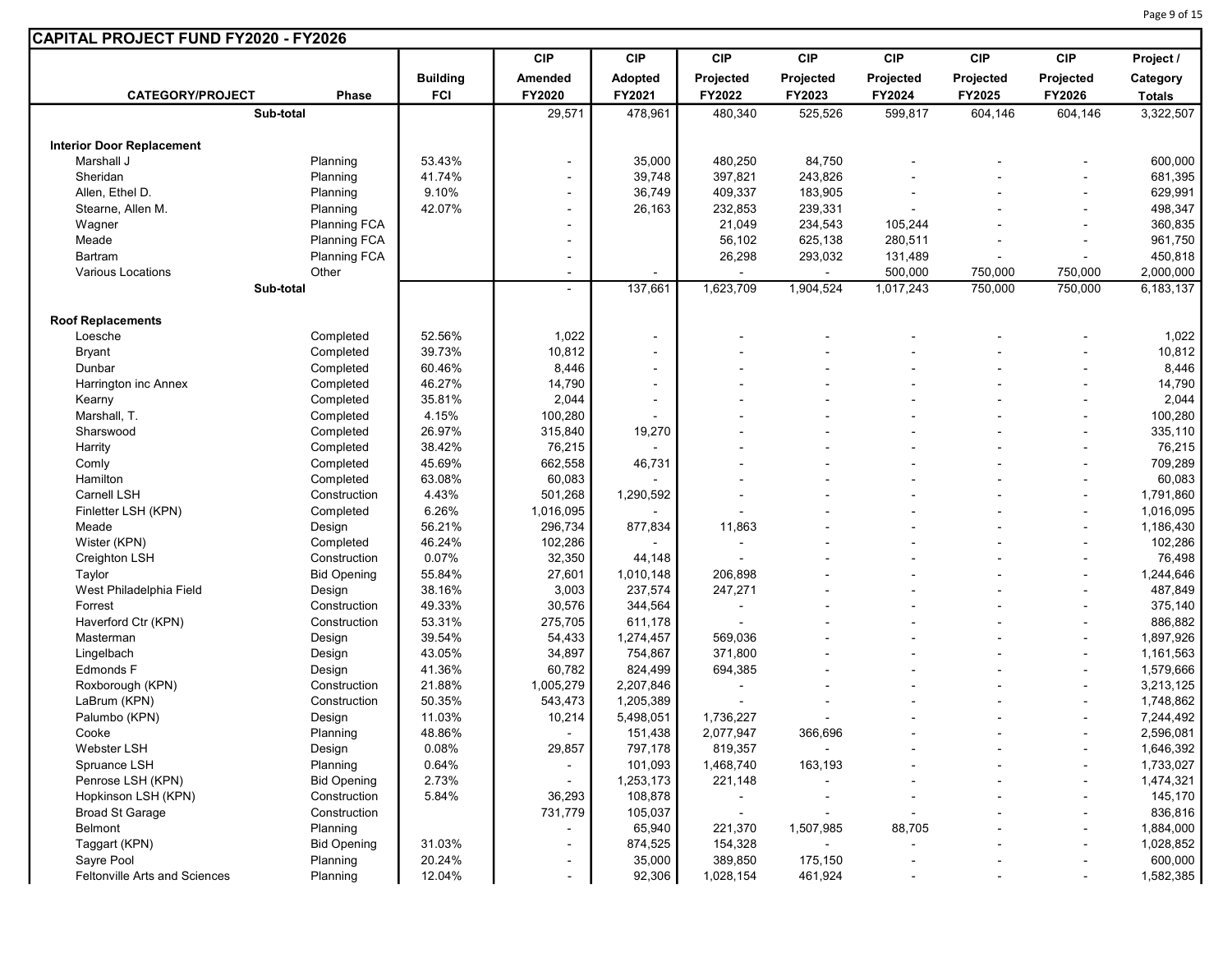## CAPITAL PROJECT FUND FY2020 - FY2026

| CATEGORY/PROJECT | Phase | Building FCI | CIP Amended FY2020 | CIP Adopted FY2021 | CIP Projected FY2022 | CIP Projected FY2023 | CIP Projected FY2024 | CIP Projected FY2025 | CIP Projected FY2026 | Project / Category Totals |
|---|---|---|---|---|---|---|---|---|---|---|
| Sub-total | | | 29,571 | 478,961 | 480,340 | 525,526 | 599,817 | 604,146 | 604,146 | 3,322,507 |
| | | | | | | | | | | |
| **Interior Door Replacement** | | | | | | | | | | |
| Marshall J | Planning | 53.43% | - | 35,000 | 480,250 | 84,750 | - | - | - | 600,000 |
| Sheridan | Planning | 41.74% | - | 39,748 | 397,821 | 243,826 | - | - | - | 681,395 |
| Allen, Ethel D. | Planning | 9.10% | - | 36,749 | 409,337 | 183,905 | - | - | - | 629,991 |
| Stearne, Allen M. | Planning | 42.07% | - | 26,163 | 232,853 | 239,331 | - | - | - | 498,347 |
| Wagner | Planning FCA | | - | | 21,049 | 234,543 | 105,244 | - | - | 360,835 |
| Meade | Planning FCA | | - | | 56,102 | 625,138 | 280,511 | - | - | 961,750 |
| Bartram | Planning FCA | | - | | 26,298 | 293,032 | 131,489 | - | - | 450,818 |
| Various Locations | Other | | - | - | - | - | 500,000 | 750,000 | 750,000 | 2,000,000 |
| Sub-total | | | - | 137,661 | 1,623,709 | 1,904,524 | 1,017,243 | 750,000 | 750,000 | 6,183,137 |
| | | | | | | | | | | |
| **Roof Replacements** | | | | | | | | | | |
| Loesche | Completed | 52.56% | 1,022 | - | - | - | - | - | - | 1,022 |
| Bryant | Completed | 39.73% | 10,812 | - | - | - | - | - | - | 10,812 |
| Dunbar | Completed | 60.46% | 8,446 | - | - | - | - | - | - | 8,446 |
| Harrington inc Annex | Completed | 46.27% | 14,790 | - | - | - | - | - | - | 14,790 |
| Kearny | Completed | 35.81% | 2,044 | - | - | - | - | - | - | 2,044 |
| Marshall, T. | Completed | 4.15% | 100,280 | - | - | - | - | - | - | 100,280 |
| Sharswood | Completed | 26.97% | 315,840 | 19,270 | - | - | - | - | - | 335,110 |
| Harrity | Completed | 38.42% | 76,215 | - | - | - | - | - | - | 76,215 |
| Comly | Completed | 45.69% | 662,558 | 46,731 | - | - | - | - | - | 709,289 |
| Hamilton | Completed | 63.08% | 60,083 | - | - | - | - | - | - | 60,083 |
| Carnell LSH | Construction | 4.43% | 501,268 | 1,290,592 | - | - | - | - | - | 1,791,860 |
| Finletter LSH (KPN) | Completed | 6.26% | 1,016,095 | - | - | - | - | - | - | 1,016,095 |
| Meade | Design | 56.21% | 296,734 | 877,834 | 11,863 | - | - | - | - | 1,186,430 |
| Wister (KPN) | Completed | 46.24% | 102,286 | - | - | - | - | - | - | 102,286 |
| Creighton LSH | Construction | 0.07% | 32,350 | 44,148 | - | - | - | - | - | 76,498 |
| Taylor | Bid Opening | 55.84% | 27,601 | 1,010,148 | 206,898 | - | - | - | - | 1,244,646 |
| West Philadelphia Field | Design | 38.16% | 3,003 | 237,574 | 247,271 | - | - | - | - | 487,849 |
| Forrest | Construction | 49.33% | 30,576 | 344,564 | - | - | - | - | - | 375,140 |
| Haverford Ctr (KPN) | Construction | 53.31% | 275,705 | 611,178 | - | - | - | - | - | 886,882 |
| Masterman | Design | 39.54% | 54,433 | 1,274,457 | 569,036 | - | - | - | - | 1,897,926 |
| Lingelbach | Design | 43.05% | 34,897 | 754,867 | 371,800 | - | - | - | - | 1,161,563 |
| Edmonds F | Design | 41.36% | 60,782 | 824,499 | 694,385 | - | - | - | - | 1,579,666 |
| Roxborough (KPN) | Construction | 21.88% | 1,005,279 | 2,207,846 | - | - | - | - | - | 3,213,125 |
| LaBrum (KPN) | Construction | 50.35% | 543,473 | 1,205,389 | - | - | - | - | - | 1,748,862 |
| Palumbo (KPN) | Design | 11.03% | 10,214 | 5,498,051 | 1,736,227 | - | - | - | - | 7,244,492 |
| Cooke | Planning | 48.86% | - | 151,438 | 2,077,947 | 366,696 | - | - | - | 2,596,081 |
| Webster LSH | Design | 0.08% | 29,857 | 797,178 | 819,357 | - | - | - | - | 1,646,392 |
| Spruance LSH | Planning | 0.64% | - | 101,093 | 1,468,740 | 163,193 | - | - | - | 1,733,027 |
| Penrose LSH (KPN) | Bid Opening | 2.73% | - | 1,253,173 | 221,148 | - | - | - | - | 1,474,321 |
| Hopkinson LSH (KPN) | Construction | 5.84% | 36,293 | 108,878 | - | - | - | - | - | 145,170 |
| Broad St Garage | Construction | | 731,779 | 105,037 | - | - | - | - | - | 836,816 |
| Belmont | Planning | | - | 65,940 | 221,370 | 1,507,985 | 88,705 | - | - | 1,884,000 |
| Taggart (KPN) | Bid Opening | 31.03% | - | 874,525 | 154,328 | - | - | - | - | 1,028,852 |
| Sayre Pool | Planning | 20.24% | - | 35,000 | 389,850 | 175,150 | - | - | - | 600,000 |
| Feltonville Arts and Sciences | Planning | 12.04% | - | 92,306 | 1,028,154 | 461,924 | - | - | - | 1,582,385 |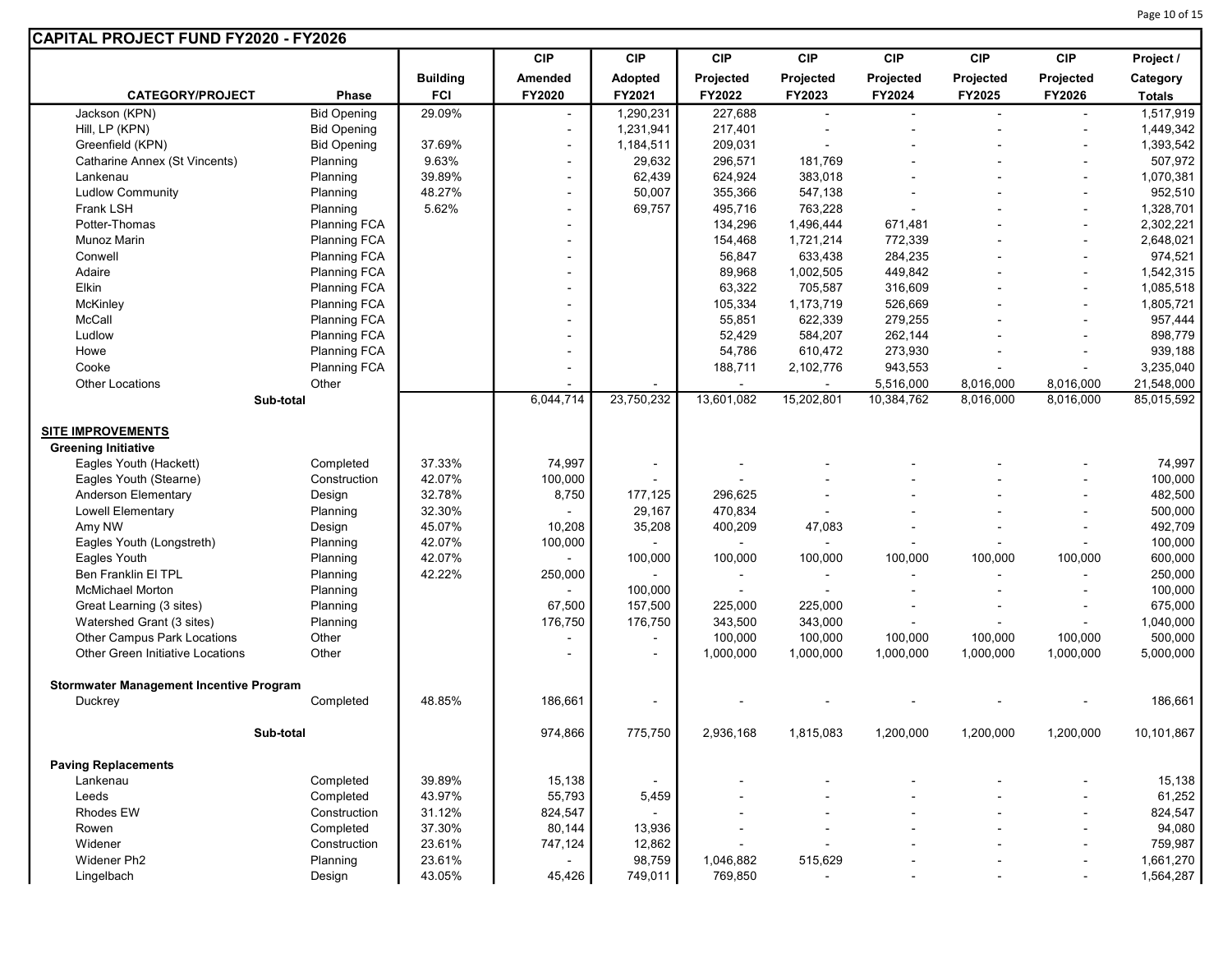## CAPITAL PROJECT FUND FY2020 - FY2026

| CATEGORY/PROJECT | Phase | Building FCI | CIP Amended FY2020 | CIP Adopted FY2021 | CIP Projected FY2022 | CIP Projected FY2023 | CIP Projected FY2024 | CIP Projected FY2025 | CIP Projected FY2026 | Project / Category Totals |
|---|---|---|---|---|---|---|---|---|---|---|
| Jackson (KPN) | Bid Opening | 29.09% | - | 1,290,231 | 227,688 | - | - | - | - | 1,517,919 |
| Hill, LP (KPN) | Bid Opening | | - | 1,231,941 | 217,401 | - | - | - | - | 1,449,342 |
| Greenfield (KPN) | Bid Opening | 37.69% | - | 1,184,511 | 209,031 | - | - | - | - | 1,393,542 |
| Catharine Annex (St Vincents) | Planning | 9.63% | - | 29,632 | 296,571 | 181,769 | - | - | - | 507,972 |
| Lankenau | Planning | 39.89% | - | 62,439 | 624,924 | 383,018 | - | - | - | 1,070,381 |
| Ludlow Community | Planning | 48.27% | - | 50,007 | 355,366 | 547,138 | - | - | - | 952,510 |
| Frank LSH | Planning | 5.62% | - | 69,757 | 495,716 | 763,228 | - | - | - | 1,328,701 |
| Potter-Thomas | Planning FCA | | - | | 134,296 | 1,496,444 | 671,481 | - | - | 2,302,221 |
| Munoz Marin | Planning FCA | | - | | 154,468 | 1,721,214 | 772,339 | - | - | 2,648,021 |
| Conwell | Planning FCA | | - | | 56,847 | 633,438 | 284,235 | - | - | 974,521 |
| Adaire | Planning FCA | | - | | 89,968 | 1,002,505 | 449,842 | - | - | 1,542,315 |
| Elkin | Planning FCA | | - | | 63,322 | 705,587 | 316,609 | - | - | 1,085,518 |
| McKinley | Planning FCA | | - | | 105,334 | 1,173,719 | 526,669 | - | - | 1,805,721 |
| McCall | Planning FCA | | - | | 55,851 | 622,339 | 279,255 | - | - | 957,444 |
| Ludlow | Planning FCA | | - | | 52,429 | 584,207 | 262,144 | - | - | 898,779 |
| Howe | Planning FCA | | - | | 54,786 | 610,472 | 273,930 | - | - | 939,188 |
| Cooke | Planning FCA | | - | | 188,711 | 2,102,776 | 943,553 | - | - | 3,235,040 |
| Other Locations | Other | | - | - | - | - | 5,516,000 | 8,016,000 | 8,016,000 | 21,548,000 |
| **Sub-total** | | | 6,044,714 | 23,750,232 | 13,601,082 | 15,202,801 | 10,384,762 | 8,016,000 | 8,016,000 | 85,015,592 |
| | | | | | | | | | | |
| **SITE IMPROVEMENTS** | | | | | | | | | | |
| **Greening Initiative** | | | | | | | | | | |
| Eagles Youth (Hackett) | Completed | 37.33% | 74,997 | - | - | - | - | - | - | 74,997 |
| Eagles Youth (Stearne) | Construction | 42.07% | 100,000 | - | - | - | - | - | - | 100,000 |
| Anderson Elementary | Design | 32.78% | 8,750 | 177,125 | 296,625 | - | - | - | - | 482,500 |
| Lowell Elementary | Planning | 32.30% | - | 29,167 | 470,834 | - | - | - | - | 500,000 |
| Amy NW | Design | 45.07% | 10,208 | 35,208 | 400,209 | 47,083 | - | - | - | 492,709 |
| Eagles Youth (Longstreth) | Planning | 42.07% | 100,000 | - | - | - | - | - | - | 100,000 |
| Eagles Youth | Planning | 42.07% | - | 100,000 | 100,000 | 100,000 | 100,000 | 100,000 | 100,000 | 600,000 |
| Ben Franklin El TPL | Planning | 42.22% | 250,000 | - | - | - | - | - | - | 250,000 |
| McMichael Morton | Planning | | - | 100,000 | - | - | - | - | - | 100,000 |
| Great Learning (3 sites) | Planning | | 67,500 | 157,500 | 225,000 | 225,000 | - | - | - | 675,000 |
| Watershed Grant (3 sites) | Planning | | 176,750 | 176,750 | 343,500 | 343,000 | - | - | - | 1,040,000 |
| Other Campus Park Locations | Other | | - | - | 100,000 | 100,000 | 100,000 | 100,000 | 100,000 | 500,000 |
| Other Green Initiative Locations | Other | | - | - | 1,000,000 | 1,000,000 | 1,000,000 | 1,000,000 | 1,000,000 | 5,000,000 |
| | | | | | | | | | | |
| **Stormwater Management Incentive Program** | | | | | | | | | | |
| Duckrey | Completed | 48.85% | 186,661 | - | - | - | - | - | - | 186,661 |
| | | | | | | | | | | |
| **Sub-total** | | | 974,866 | 775,750 | 2,936,168 | 1,815,083 | 1,200,000 | 1,200,000 | 1,200,000 | 10,101,867 |
| | | | | | | | | | | |
| **Paving Replacements** | | | | | | | | | | |
| Lankenau | Completed | 39.89% | 15,138 | - | - | - | - | - | - | 15,138 |
| Leeds | Completed | 43.97% | 55,793 | 5,459 | - | - | - | - | - | 61,252 |
| Rhodes EW | Construction | 31.12% | 824,547 | - | - | - | - | - | - | 824,547 |
| Rowen | Completed | 37.30% | 80,144 | 13,936 | - | - | - | - | - | 94,080 |
| Widener | Construction | 23.61% | 747,124 | 12,862 | - | - | - | - | - | 759,987 |
| Widener Ph2 | Planning | 23.61% | - | 98,759 | 1,046,882 | 515,629 | - | - | - | 1,661,270 |
| Lingelbach | Design | 43.05% | 45,426 | 749,011 | 769,850 | - | - | - | - | 1,564,287 |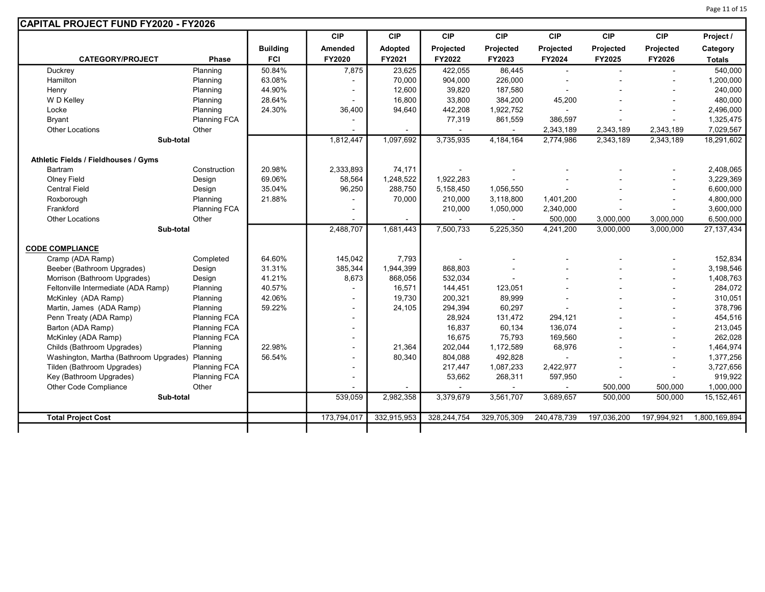## CAPITAL PROJECT FUND FY2020 - FY2026

| CATEGORY/PROJECT | Phase | Building FCI | CIP Amended FY2020 | CIP Adopted FY2021 | CIP Projected FY2022 | CIP Projected FY2023 | CIP Projected FY2024 | CIP Projected FY2025 | CIP Projected FY2026 | Project / Category Totals |
|---|---|---|---|---|---|---|---|---|---|---|
| Duckrey | Planning | 50.84% | 7,875 | 23,625 | 422,055 | 86,445 | - | - | - | 540,000 |
| Hamilton | Planning | 63.08% | - | 70,000 | 904,000 | 226,000 | - | - | - | 1,200,000 |
| Henry | Planning | 44.90% | - | 12,600 | 39,820 | 187,580 | - | - | - | 240,000 |
| W D Kelley | Planning | 28.64% | - | 16,800 | 33,800 | 384,200 | 45,200 | - | - | 480,000 |
| Locke | Planning | 24.30% | 36,400 | 94,640 | 442,208 | 1,922,752 | - | - | - | 2,496,000 |
| Bryant | Planning FCA | | - | | 77,319 | 861,559 | 386,597 | - | - | 1,325,475 |
| Other Locations | Other | | - | - | - | - | 2,343,189 | 2,343,189 | 2,343,189 | 7,029,567 |
| **Sub-total** | | | 1,812,447 | 1,097,692 | 3,735,935 | 4,184,164 | 2,774,986 | 2,343,189 | 2,343,189 | 18,291,602 |
| | | | | | | | | | | |
| **Athletic Fields / Fieldhouses / Gyms** | | | | | | | | | | |
| Bartram | Construction | 20.98% | 2,333,893 | 74,171 | - | - | - | - | - | 2,408,065 |
| Olney Field | Design | 69.06% | 58,564 | 1,248,522 | 1,922,283 | - | - | - | - | 3,229,369 |
| Central Field | Design | 35.04% | 96,250 | 288,750 | 5,158,450 | 1,056,550 | - | - | - | 6,600,000 |
| Roxborough | Planning | 21.88% | - | 70,000 | 210,000 | 3,118,800 | 1,401,200 | - | - | 4,800,000 |
| Frankford | Planning FCA | | - | | 210,000 | 1,050,000 | 2,340,000 | - | - | 3,600,000 |
| Other Locations | Other | | - | - | - | - | 500,000 | 3,000,000 | 3,000,000 | 6,500,000 |
| **Sub-total** | | | 2,488,707 | 1,681,443 | 7,500,733 | 5,225,350 | 4,241,200 | 3,000,000 | 3,000,000 | 27,137,434 |
| | | | | | | | | | | |
| **CODE COMPLIANCE** | | | | | | | | | | |
| Cramp (ADA Ramp) | Completed | 64.60% | 145,042 | 7,793 | - | - | - | - | - | 152,834 |
| Beeber (Bathroom Upgrades) | Design | 31.31% | 385,344 | 1,944,399 | 868,803 | - | - | - | - | 3,198,546 |
| Morrison (Bathroom Upgrades) | Design | 41.21% | 8,673 | 868,056 | 532,034 | - | - | - | - | 1,408,763 |
| Feltonville Intermediate (ADA Ramp) | Planning | 40.57% | - | 16,571 | 144,451 | 123,051 | - | - | - | 284,072 |
| McKinley (ADA Ramp) | Planning | 42.06% | - | 19,730 | 200,321 | 89,999 | - | - | - | 310,051 |
| Martin, James (ADA Ramp) | Planning | 59.22% | - | 24,105 | 294,394 | 60,297 | - | - | - | 378,796 |
| Penn Treaty (ADA Ramp) | Planning FCA | | - | | 28,924 | 131,472 | 294,121 | - | - | 454,516 |
| Barton (ADA Ramp) | Planning FCA | | - | | 16,837 | 60,134 | 136,074 | - | - | 213,045 |
| McKinley (ADA Ramp) | Planning FCA | | - | | 16,675 | 75,793 | 169,560 | - | - | 262,028 |
| Childs (Bathroom Upgrades) | Planning | 22.98% | - | 21,364 | 202,044 | 1,172,589 | 68,976 | - | - | 1,464,974 |
| Washington, Martha (Bathroom Upgrades) | Planning | 56.54% | - | 80,340 | 804,088 | 492,828 | - | - | - | 1,377,256 |
| Tilden (Bathroom Upgrades) | Planning FCA | | - | | 217,447 | 1,087,233 | 2,422,977 | - | - | 3,727,656 |
| Key (Bathroom Upgrades) | Planning FCA | | - | | 53,662 | 268,311 | 597,950 | - | - | 919,922 |
| Other Code Compliance | Other | | - | - | - | - | - | 500,000 | 500,000 | 1,000,000 |
| **Sub-total** | | | 539,059 | 2,982,358 | 3,379,679 | 3,561,707 | 3,689,657 | 500,000 | 500,000 | 15,152,461 |
| | | | | | | | | | | |
| **Total Project Cost** | | | 173,794,017 | 332,915,953 | 328,244,754 | 329,705,309 | 240,478,739 | 197,036,200 | 197,994,921 | 1,800,169,894 |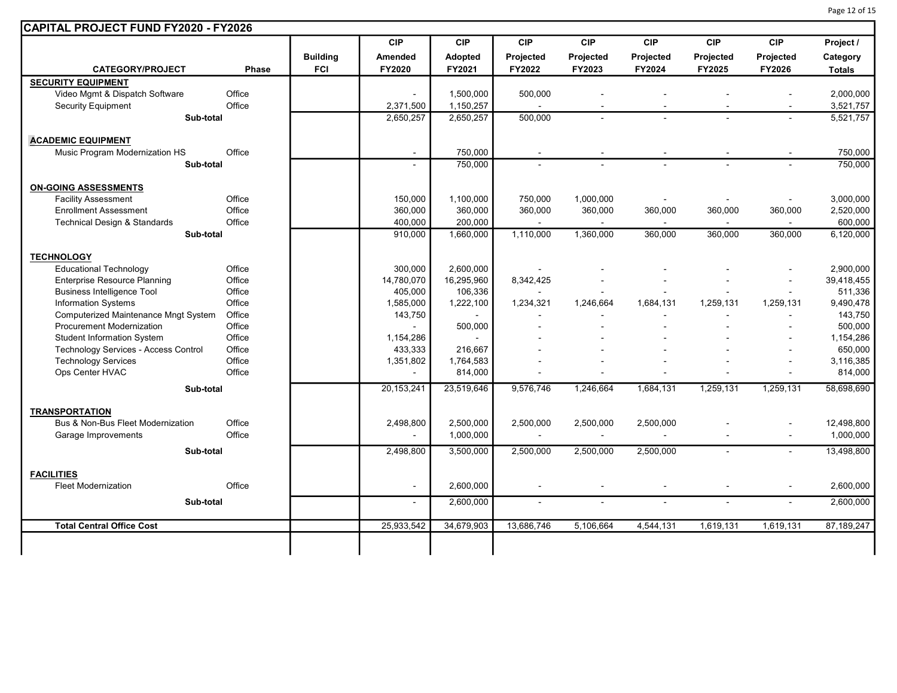## CAPITAL PROJECT FUND FY2020 - FY2026

| CATEGORY/PROJECT | Phase | Building FCI | CIP Amended FY2020 | CIP Adopted FY2021 | CIP Projected FY2022 | CIP Projected FY2023 | CIP Projected FY2024 | CIP Projected FY2025 | CIP Projected FY2026 | Project / Category Totals |
|---|---|---|---|---|---|---|---|---|---|---|
| **SECURITY EQUIPMENT** | | | | | | | | | | |
| Video Mgmt & Dispatch Software | Office | | - | 1,500,000 | 500,000 | - | - | - | - | 2,000,000 |
| Security Equipment | Office | | 2,371,500 | 1,150,257 | - | - | - | - | - | 3,521,757 |
| **Sub-total** | | | 2,650,257 | 2,650,257 | 500,000 | - | - | - | - | 5,521,757 |
| **ACADEMIC EQUIPMENT** | | | | | | | | | | |
| Music Program Modernization HS | Office | | - | 750,000 | - | - | - | - | - | 750,000 |
| **Sub-total** | | | - | 750,000 | - | - | - | - | - | 750,000 |
| **ON-GOING ASSESSMENTS** | | | | | | | | | | |
| Facility Assessment | Office | | 150,000 | 1,100,000 | 750,000 | 1,000,000 | - | - | - | 3,000,000 |
| Enrollment Assessment | Office | | 360,000 | 360,000 | 360,000 | 360,000 | 360,000 | 360,000 | 360,000 | 2,520,000 |
| Technical Design & Standards | Office | | 400,000 | 200,000 | - | - | - | - | - | 600,000 |
| **Sub-total** | | | 910,000 | 1,660,000 | 1,110,000 | 1,360,000 | 360,000 | 360,000 | 360,000 | 6,120,000 |
| **TECHNOLOGY** | | | | | | | | | | |
| Educational Technology | Office | | 300,000 | 2,600,000 | - | - | - | - | - | 2,900,000 |
| Enterprise Resource Planning | Office | | 14,780,070 | 16,295,960 | 8,342,425 | - | - | - | - | 39,418,455 |
| Business Intelligence Tool | Office | | 405,000 | 106,336 | - | - | - | - | - | 511,336 |
| Information Systems | Office | | 1,585,000 | 1,222,100 | 1,234,321 | 1,246,664 | 1,684,131 | 1,259,131 | 1,259,131 | 9,490,478 |
| Computerized Maintenance Mngt System | Office | | 143,750 | - | - | - | - | - | - | 143,750 |
| Procurement Modernization | Office | | - | 500,000 | - | - | - | - | - | 500,000 |
| Student Information System | Office | | 1,154,286 | - | - | - | - | - | - | 1,154,286 |
| Technology Services - Access Control | Office | | 433,333 | 216,667 | - | - | - | - | - | 650,000 |
| Technology Services | Office | | 1,351,802 | 1,764,583 | - | - | - | - | - | 3,116,385 |
| Ops Center HVAC | Office | | - | 814,000 | - | - | - | - | - | 814,000 |
| **Sub-total** | | | 20,153,241 | 23,519,646 | 9,576,746 | 1,246,664 | 1,684,131 | 1,259,131 | 1,259,131 | 58,698,690 |
| **TRANSPORTATION** | | | | | | | | | | |
| Bus & Non-Bus Fleet Modernization | Office | | 2,498,800 | 2,500,000 | 2,500,000 | 2,500,000 | 2,500,000 | - | - | 12,498,800 |
| Garage Improvements | Office | | - | 1,000,000 | - | - | - | - | - | 1,000,000 |
| **Sub-total** | | | 2,498,800 | 3,500,000 | 2,500,000 | 2,500,000 | 2,500,000 | - | - | 13,498,800 |
| **FACILITIES** | | | | | | | | | | |
| Fleet Modernization | Office | | - | 2,600,000 | - | - | - | - | - | 2,600,000 |
| **Sub-total** | | | - | 2,600,000 | - | - | - | - | - | 2,600,000 |
| **Total Central Office Cost** | | | 25,933,542 | 34,679,903 | 13,686,746 | 5,106,664 | 4,544,131 | 1,619,131 | 1,619,131 | 87,189,247 |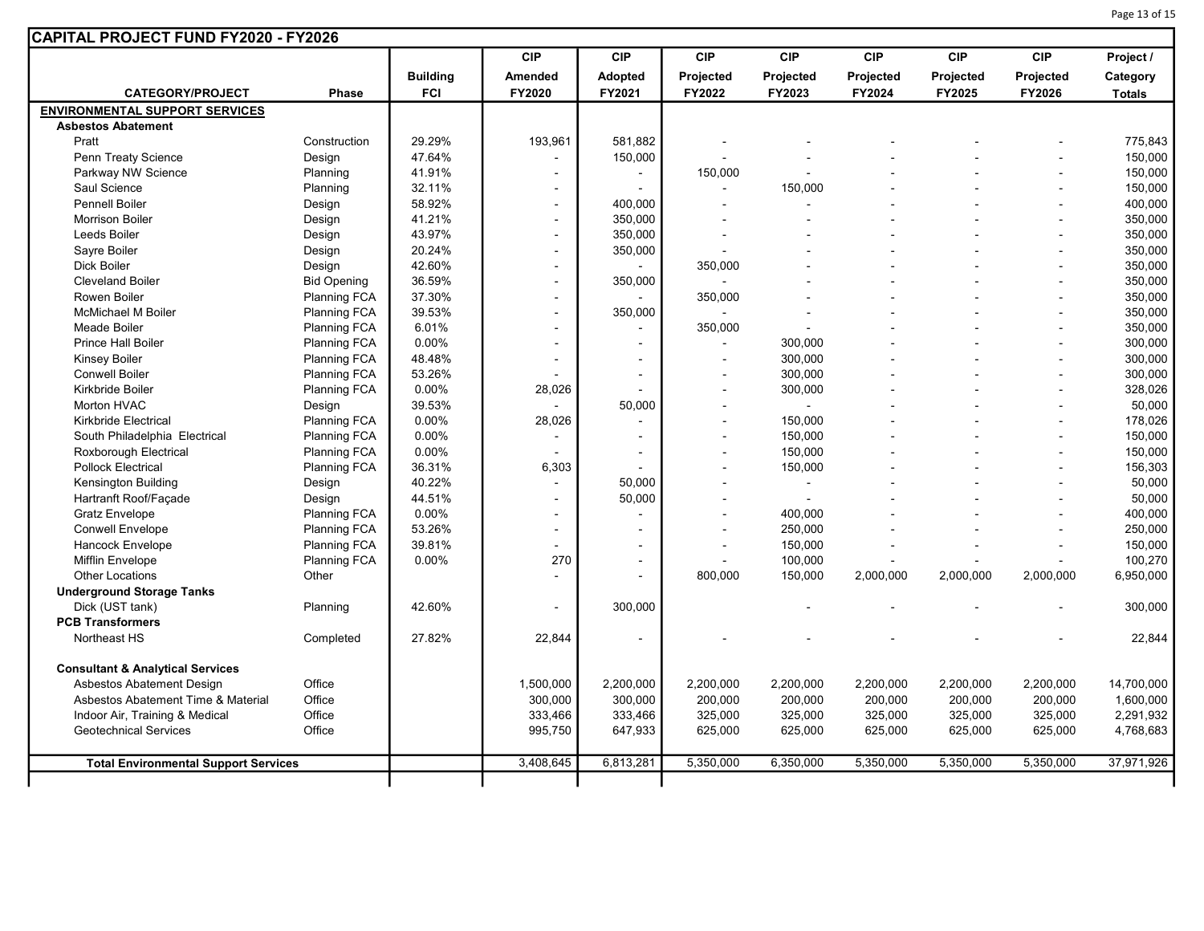## CAPITAL PROJECT FUND FY2020 - FY2026

| CATEGORY/PROJECT | Phase | Building FCI | CIP Amended FY2020 | CIP Adopted FY2021 | CIP Projected FY2022 | CIP Projected FY2023 | CIP Projected FY2024 | CIP Projected FY2025 | CIP Projected FY2026 | Project / Category Totals |
|---|---|---|---|---|---|---|---|---|---|---|
| **ENVIRONMENTAL SUPPORT SERVICES** | | | | | | | | | | |
| **Asbestos Abatement** | | | | | | | | | | |
| Pratt | Construction | 29.29% | 193,961 | 581,882 | - | - | - | - | - | 775,843 |
| Penn Treaty Science | Design | 47.64% | - | 150,000 | - | - | - | - | - | 150,000 |
| Parkway NW Science | Planning | 41.91% | - | - | 150,000 | - | - | - | - | 150,000 |
| Saul Science | Planning | 32.11% | - | - | - | 150,000 | - | - | - | 150,000 |
| Pennell Boiler | Design | 58.92% | - | 400,000 | - | - | - | - | - | 400,000 |
| Morrison Boiler | Design | 41.21% | - | 350,000 | - | - | - | - | - | 350,000 |
| Leeds Boiler | Design | 43.97% | - | 350,000 | - | - | - | - | - | 350,000 |
| Sayre Boiler | Design | 20.24% | - | 350,000 | - | - | - | - | - | 350,000 |
| Dick Boiler | Design | 42.60% | - | - | 350,000 | - | - | - | - | 350,000 |
| Cleveland Boiler | Bid Opening | 36.59% | - | 350,000 | - | - | - | - | - | 350,000 |
| Rowen Boiler | Planning FCA | 37.30% | - | - | 350,000 | - | - | - | - | 350,000 |
| McMichael M Boiler | Planning FCA | 39.53% | - | 350,000 | - | - | - | - | - | 350,000 |
| Meade Boiler | Planning FCA | 6.01% | - | - | 350,000 | - | - | - | - | 350,000 |
| Prince Hall Boiler | Planning FCA | 0.00% | - | - | - | 300,000 | - | - | - | 300,000 |
| Kinsey Boiler | Planning FCA | 48.48% | - | - | - | 300,000 | - | - | - | 300,000 |
| Conwell Boiler | Planning FCA | 53.26% | - | - | - | 300,000 | - | - | - | 300,000 |
| Kirkbride Boiler | Planning FCA | 0.00% | 28,026 | - | - | 300,000 | - | - | - | 328,026 |
| Morton HVAC | Design | 39.53% | - | 50,000 | - | - | - | - | - | 50,000 |
| Kirkbride Electrical | Planning FCA | 0.00% | 28,026 | - | - | 150,000 | - | - | - | 178,026 |
| South Philadelphia Electrical | Planning FCA | 0.00% | - | - | - | 150,000 | - | - | - | 150,000 |
| Roxborough Electrical | Planning FCA | 0.00% | - | - | - | 150,000 | - | - | - | 150,000 |
| Pollock Electrical | Planning FCA | 36.31% | 6,303 | - | - | 150,000 | - | - | - | 156,303 |
| Kensington Building | Design | 40.22% | - | 50,000 | - | - | - | - | - | 50,000 |
| Hartranft Roof/Façade | Design | 44.51% | - | 50,000 | - | - | - | - | - | 50,000 |
| Gratz Envelope | Planning FCA | 0.00% | - | - | - | 400,000 | - | - | - | 400,000 |
| Conwell Envelope | Planning FCA | 53.26% | - | - | - | 250,000 | - | - | - | 250,000 |
| Hancock Envelope | Planning FCA | 39.81% | - | - | - | 150,000 | - | - | - | 150,000 |
| Mifflin Envelope | Planning FCA | 0.00% | 270 | - | - | 100,000 | - | - | - | 100,270 |
| Other Locations | Other | | - | - | 800,000 | 150,000 | 2,000,000 | 2,000,000 | 2,000,000 | 6,950,000 |
| **Underground Storage Tanks** | | | | | | | | | | |
| Dick (UST tank) | Planning | 42.60% | - | 300,000 | | - | - | - | - | 300,000 |
| **PCB Transformers** | | | | | | | | | | |
| Northeast HS | Completed | 27.82% | 22,844 | - | - | - | - | - | - | 22,844 |
| **Consultant & Analytical Services** | | | | | | | | | | |
| Asbestos Abatement Design | Office | | 1,500,000 | 2,200,000 | 2,200,000 | 2,200,000 | 2,200,000 | 2,200,000 | 2,200,000 | 14,700,000 |
| Asbestos Abatement Time & Material | Office | | 300,000 | 300,000 | 200,000 | 200,000 | 200,000 | 200,000 | 200,000 | 1,600,000 |
| Indoor Air, Training & Medical | Office | | 333,466 | 333,466 | 325,000 | 325,000 | 325,000 | 325,000 | 325,000 | 2,291,932 |
| Geotechnical Services | Office | | 995,750 | 647,933 | 625,000 | 625,000 | 625,000 | 625,000 | 625,000 | 4,768,683 |
| **Total Environmental Support Services** | | | 3,408,645 | 6,813,281 | 5,350,000 | 6,350,000 | 5,350,000 | 5,350,000 | 5,350,000 | 37,971,926 |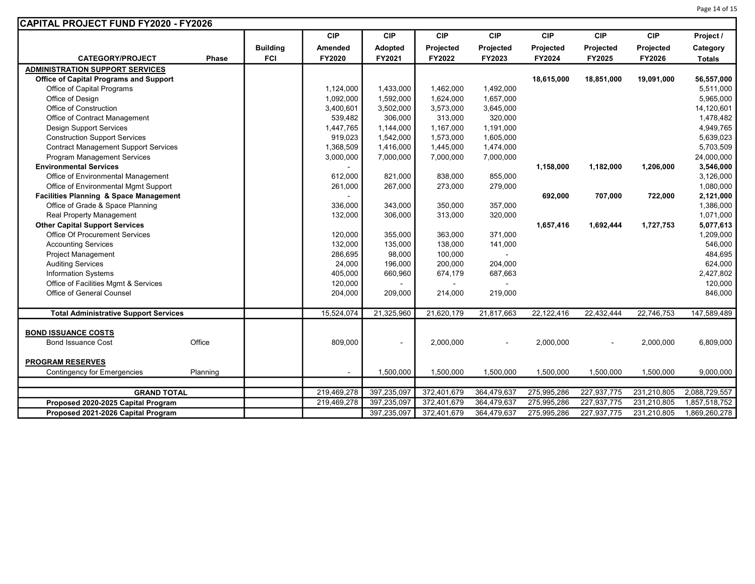## CAPITAL PROJECT FUND FY2020 - FY2026

| CATEGORY/PROJECT | Phase | Building FCI | CIP Amended FY2020 | CIP Adopted FY2021 | CIP Projected FY2022 | CIP Projected FY2023 | CIP Projected FY2024 | CIP Projected FY2025 | CIP Projected FY2026 | Project / Category Totals |
|---|---|---|---|---|---|---|---|---|---|---|
| **ADMINISTRATION SUPPORT SERVICES** | | | | | | | | | | |
| **Office of Capital Programs and Support** | | | | | | | **18,615,000** | **18,851,000** | **19,091,000** | **56,557,000** |
| Office of Capital Programs | | | 1,124,000 | 1,433,000 | 1,462,000 | 1,492,000 | | | | 5,511,000 |
| Office of Design | | | 1,092,000 | 1,592,000 | 1,624,000 | 1,657,000 | | | | 5,965,000 |
| Office of Construction | | | 3,400,601 | 3,502,000 | 3,573,000 | 3,645,000 | | | | 14,120,601 |
| Office of Contract Management | | | 539,482 | 306,000 | 313,000 | 320,000 | | | | 1,478,482 |
| Design Support Services | | | 1,447,765 | 1,144,000 | 1,167,000 | 1,191,000 | | | | 4,949,765 |
| Construction Support Services | | | 919,023 | 1,542,000 | 1,573,000 | 1,605,000 | | | | 5,639,023 |
| Contract Management Support Services | | | 1,368,509 | 1,416,000 | 1,445,000 | 1,474,000 | | | | 5,703,509 |
| Program Management Services | | | 3,000,000 | 7,000,000 | 7,000,000 | 7,000,000 | | | | 24,000,000 |
| **Environmental Services** | | | - | | | | **1,158,000** | **1,182,000** | **1,206,000** | **3,546,000** |
| Office of Environmental Management | | | 612,000 | 821,000 | 838,000 | 855,000 | | | | 3,126,000 |
| Office of Environmental Mgmt Support | | | 261,000 | 267,000 | 273,000 | 279,000 | | | | 1,080,000 |
| **Facilities Planning & Space Management** | | | - | | | | **692,000** | **707,000** | **722,000** | **2,121,000** |
| Office of Grade & Space Planning | | | 336,000 | 343,000 | 350,000 | 357,000 | | | | 1,386,000 |
| Real Property Management | | | 132,000 | 306,000 | 313,000 | 320,000 | | | | 1,071,000 |
| **Other Capital Support Services** | | | | | | | **1,657,416** | **1,692,444** | **1,727,753** | **5,077,613** |
| Office Of Procurement Services | | | 120,000 | 355,000 | 363,000 | 371,000 | | | | 1,209,000 |
| Accounting Services | | | 132,000 | 135,000 | 138,000 | 141,000 | | | | 546,000 |
| Project Management | | | 286,695 | 98,000 | 100,000 | - | | | | 484,695 |
| Auditing Services | | | 24,000 | 196,000 | 200,000 | 204,000 | | | | 624,000 |
| Information Systems | | | 405,000 | 660,960 | 674,179 | 687,663 | | | | 2,427,802 |
| Office of Facilities Mgmt & Services | | | 120,000 | - | - | - | | | | 120,000 |
| Office of General Counsel | | | 204,000 | 209,000 | 214,000 | 219,000 | | | | 846,000 |
| **Total Administrative Support Services** | | | 15,524,074 | 21,325,960 | 21,620,179 | 21,817,663 | 22,122,416 | 22,432,444 | 22,746,753 | 147,589,489 |
| **BOND ISSUANCE COSTS** | | | | | | | | | | |
| Bond Issuance Cost | Office | | 809,000 | - | 2,000,000 | - | 2,000,000 | - | 2,000,000 | 6,809,000 |
| **PROGRAM RESERVES** | | | | | | | | | | |
| Contingency for Emergencies | Planning | | - | 1,500,000 | 1,500,000 | 1,500,000 | 1,500,000 | 1,500,000 | 1,500,000 | 9,000,000 |
| **GRAND TOTAL** | | | 219,469,278 | 397,235,097 | 372,401,679 | 364,479,637 | 275,995,286 | 227,937,775 | 231,210,805 | 2,088,729,557 |
| **Proposed 2020-2025 Capital Program** | | | 219,469,278 | 397,235,097 | 372,401,679 | 364,479,637 | 275,995,286 | 227,937,775 | 231,210,805 | 1,857,518,752 |
| **Proposed 2021-2026 Capital Program** | | | | 397,235,097 | 372,401,679 | 364,479,637 | 275,995,286 | 227,937,775 | 231,210,805 | 1,869,260,278 |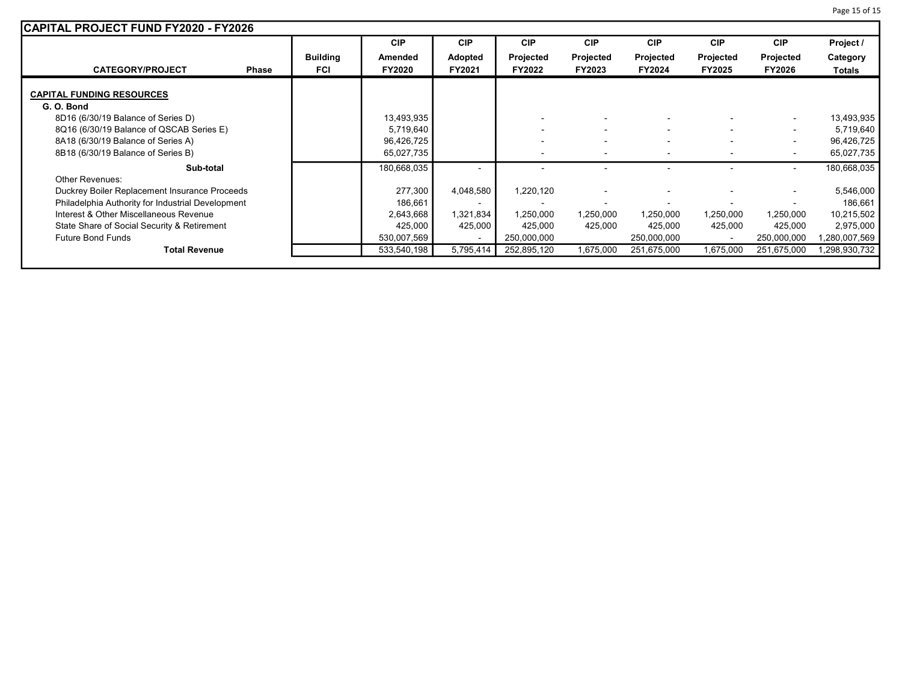## CAPITAL PROJECT FUND FY2020 - FY2026

| CATEGORY/PROJECT | Phase | Building FCI | CIP Amended FY2020 | CIP Adopted FY2021 | CIP Projected FY2022 | CIP Projected FY2023 | CIP Projected FY2024 | CIP Projected FY2025 | CIP Projected FY2026 | Project / Category Totals |
|---|---|---|---|---|---|---|---|---|---|---|
| **CAPITAL FUNDING RESOURCES** | | | | | | | | | | |
| **G. O. Bond** | | | | | | | | | | |
| 8D16 (6/30/19 Balance of Series D) | | | 13,493,935 | | - | - | - | - | - | 13,493,935 |
| 8Q16 (6/30/19 Balance of QSCAB Series E) | | | 5,719,640 | | - | - | - | - | - | 5,719,640 |
| 8A18 (6/30/19 Balance of Series A) | | | 96,426,725 | | - | - | - | - | - | 96,426,725 |
| 8B18 (6/30/19 Balance of Series B) | | | 65,027,735 | | - | - | - | - | - | 65,027,735 |
| **Sub-total** | | | 180,668,035 | - | - | - | - | - | - | 180,668,035 |
| Other Revenues: | | | | | | | | | | |
| Duckrey Boiler Replacement Insurance Proceeds | | | 277,300 | 4,048,580 | 1,220,120 | - | - | - | - | 5,546,000 |
| Philadelphia Authority for Industrial Development | | | 186,661 | - | - | - | - | - | - | 186,661 |
| Interest & Other Miscellaneous Revenue | | | 2,643,668 | 1,321,834 | 1,250,000 | 1,250,000 | 1,250,000 | 1,250,000 | 1,250,000 | 10,215,502 |
| State Share of Social Security & Retirement | | | 425,000 | 425,000 | 425,000 | 425,000 | 425,000 | 425,000 | 425,000 | 2,975,000 |
| Future Bond Funds | | | 530,007,569 | - | 250,000,000 | | 250,000,000 | - | 250,000,000 | 1,280,007,569 |
| **Total Revenue** | | | 533,540,198 | 5,795,414 | 252,895,120 | 1,675,000 | 251,675,000 | 1,675,000 | 251,675,000 | 1,298,930,732 |